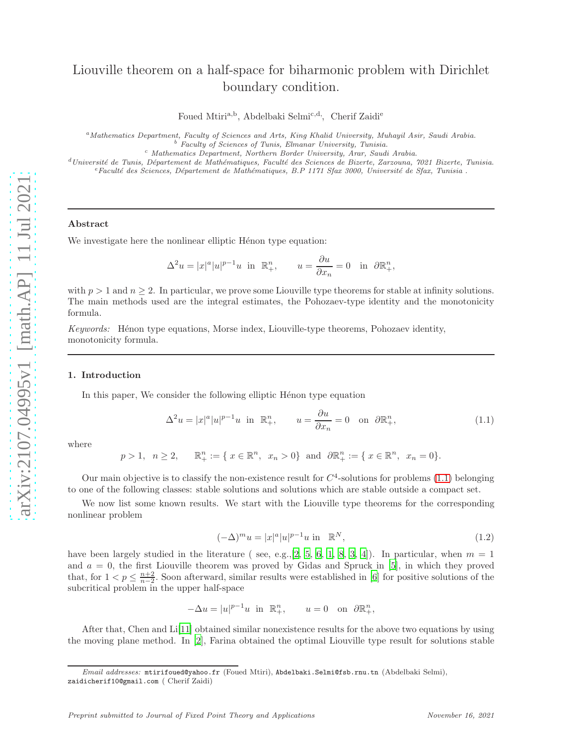# Liouville theorem on a half-space for biharmonic problem with Dirichlet boundary condition.

Foued Mtiri[a,b], Abdelbaki Selmi[c,d], Cherif Zaidi[e]

[a] *Mathematics Department, Faculty of Sciences and Arts, King Khalid University, Muhayil Asir, Saudi Arabia.*
[b] *Faculty of Sciences of Tunis, Elmanar University, Tunisia.*
[c] *Mathematics Department, Northern Border University, Arar, Saudi Arabia.*
[d] *Université de Tunis, Département de Mathématiques, Faculté des Sciences de Bizerte, Zarzouna, 7021 Bizerte, Tunisia.*
[e] *Faculté des Sciences, Département de Mathématiques, B.P 1171 Sfax 3000, Université de Sfax, Tunisia .*

---

### Abstract

We investigate here the nonlinear elliptic Hénon type equation:

$$\Delta^2 u = |x|^a |u|^{p-1}u \ \text{ in } \ \mathbb{R}^n_+, \qquad u = \frac{\partial u}{\partial x_n} = 0 \quad \text{in } \ \partial\mathbb{R}^n_+,$$

with $p > 1$ and $n \geq 2$. In particular, we prove some Liouville type theorems for stable at infinity solutions. The main methods used are the integral estimates, the Pohozaev-type identity and the monotonicity formula.

*Keywords:* Hénon type equations, Morse index, Liouville-type theorems, Pohozaev identity, monotonicity formula.

---

## 1. Introduction

In this paper, We consider the following elliptic Hénon type equation

$$\Delta^2 u = |x|^a |u|^{p-1}u \ \text{ in } \ \mathbb{R}^n_+, \qquad u = \frac{\partial u}{\partial x_n} = 0 \quad \text{on } \ \partial\mathbb{R}^n_+, \tag{1.1}$$

where

$$p > 1, \ \ n \geq 2, \qquad \mathbb{R}^n_+ := \{\, x \in \mathbb{R}^n, \ \ x_n > 0\} \ \text{ and } \ \partial\mathbb{R}^n_+ := \{\, x \in \mathbb{R}^n, \ \ x_n = 0\}.$$

Our main objective is to classify the non-existence result for $C^4$-solutions for problems (1.1) belonging to one of the following classes: stable solutions and solutions which are stable outside a compact set.

We now list some known results. We start with the Liouville type theorems for the corresponding nonlinear problem

$$(-\Delta)^m u = |x|^a |u|^{p-1}u \ \text{in} \ \ \mathbb{R}^N, \tag{1.2}$$

have been largely studied in the literature ( see, e.g.,[2, 5, 6, 1, 8, 3, 4]). In particular, when $m = 1$ and $a = 0$, the first Liouville theorem was proved by Gidas and Spruck in [5], in which they proved that, for $1 < p \leq \frac{n+2}{n-2}$. Soon afterward, similar results were established in [6] for positive solutions of the subcritical problem in the upper half-space

$$-\Delta u = |u|^{p-1}u \ \text{ in } \ \mathbb{R}^n_+, \qquad u = 0 \quad \text{on } \ \partial\mathbb{R}^n_+,$$

After that, Chen and Li[11] obtained similar nonexistence results for the above two equations by using the moving plane method. In [2], Farina obtained the optimal Liouville type result for solutions stable

*Email addresses:* `mtirifoued@yahoo.fr` (Foued Mtiri), `Abdelbaki.Selmi@fsb.rnu.tn` (Abdelbaki Selmi), `zaidicherif10@gmail.com` ( Cherif Zaidi)

*Preprint submitted to Journal of Fixed Point Theory and Applications* *November 16, 2021*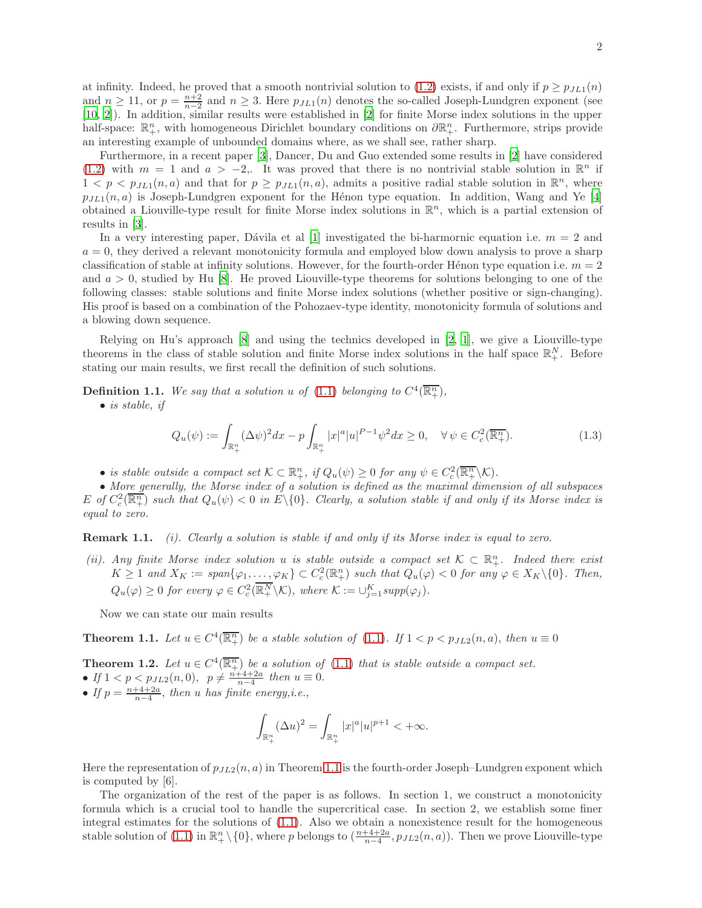at infinity. Indeed, he proved that a smooth nontrivial solution to (1.2) exists, if and only if $p \geq p_{JL1}(n)$ and $n \geq 11$, or $p = \frac{n+2}{n-2}$ and $n \geq 3$. Here $p_{JL1}(n)$ denotes the so-called Joseph-Lundgren exponent (see [10, 2]). In addition, similar results were established in [2] for finite Morse index solutions in the upper half-space: $\mathbb{R}^n_+$, with homogeneous Dirichlet boundary conditions on $\partial\mathbb{R}^n_+$. Furthermore, strips provide an interesting example of unbounded domains where, as we shall see, rather sharp.

Furthermore, in a recent paper [3], Dancer, Du and Guo extended some results in [2] have considered (1.2) with $m = 1$ and $a > -2$,. It was proved that there is no nontrivial stable solution in $\mathbb{R}^n$ if $1 < p < p_{JL1}(n,a)$ and that for $p \geq p_{JL1}(n,a)$, admits a positive radial stable solution in $\mathbb{R}^n$, where $p_{JL1}(n,a)$ is Joseph-Lundgren exponent for the Hénon type equation. In addition, Wang and Ye [4] obtained a Liouville-type result for finite Morse index solutions in $\mathbb{R}^n$, which is a partial extension of results in [3].

In a very interesting paper, Dávila et al [1] investigated the bi-harmornic equation i.e. $m = 2$ and $a = 0$, they derived a relevant monotonicity formula and employed blow down analysis to prove a sharp classification of stable at infinity solutions. However, for the fourth-order Hénon type equation i.e. $m = 2$ and $a > 0$, studied by Hu [8]. He proved Liouville-type theorems for solutions belonging to one of the following classes: stable solutions and finite Morse index solutions (whether positive or sign-changing). His proof is based on a combination of the Pohozaev-type identity, monotonicity formula of solutions and a blowing down sequence.

Relying on Hu's approach [8] and using the technics developed in [2, 1], we give a Liouville-type theorems in the class of stable solution and finite Morse index solutions in the half space $\mathbb{R}^N_+$. Before stating our main results, we first recall the definition of such solutions.

**Definition 1.1.** *We say that a solution $u$ of (1.1) belonging to $C^4(\overline{\mathbb{R}^n_+})$,*

• *is stable, if*

$$Q_u(\psi) := \int_{\mathbb{R}^n_+} (\Delta\psi)^2 dx - p\int_{\mathbb{R}^n_+} |x|^a |u|^{P-1}\psi^2 dx \geq 0, \quad \forall\, \psi \in C^2_c(\overline{\mathbb{R}^n_+}). \tag{1.3}$$

• *is stable outside a compact set $\mathcal{K} \subset \mathbb{R}^n_+$, if $Q_u(\psi) \geq 0$ for any $\psi \in C^2_c(\overline{\mathbb{R}^n_+}\backslash\mathcal{K})$.*

• *More generally, the Morse index of a solution is defined as the maximal dimension of all subspaces $E$ of $C^2_c(\overline{\mathbb{R}^n_+})$ such that $Q_u(\psi) < 0$ in $E\backslash\{0\}$. Clearly, a solution stable if and only if its Morse index is equal to zero.*

**Remark 1.1.** *(i). Clearly a solution is stable if and only if its Morse index is equal to zero.*

*(ii). Any finite Morse index solution $u$ is stable outside a compact set $\mathcal{K} \subset \mathbb{R}^n_+$. Indeed there exist $K \geq 1$ and $X_K := span\{\varphi_1, \ldots, \varphi_K\} \subset C^2_c(\mathbb{R}^n_+)$ such that $Q_u(\varphi) < 0$ for any $\varphi \in X_K\backslash\{0\}$. Then, $Q_u(\varphi) \geq 0$ for every $\varphi \in C^2_c(\overline{\mathbb{R}^N_+}\backslash\mathcal{K})$, where $\mathcal{K} := \cup_{j=1}^K supp(\varphi_j)$.*

Now we can state our main results

**Theorem 1.1.** *Let $u \in C^4(\overline{\mathbb{R}^n_+})$ be a stable solution of (1.1). If $1 < p < p_{JL2}(n,a)$, then $u \equiv 0$*

**Theorem 1.2.** *Let $u \in C^4(\overline{\mathbb{R}^n_+})$ be a solution of (1.1) that is stable outside a compact set.*
• *If $1 < p < p_{JL2}(n,0)$, $p \neq \frac{n+4+2a}{n-4}$ then $u \equiv 0$.*
• *If $p = \frac{n+4+2a}{n-4}$, then $u$ has finite energy,i.e.,*

$$\int_{\mathbb{R}^n_+} (\Delta u)^2 = \int_{\mathbb{R}^n_+} |x|^a |u|^{p+1} < +\infty.$$

Here the representation of $p_{JL2}(n,a)$ in Theorem 1.1 is the fourth-order Joseph–Lundgren exponent which is computed by [6].

The organization of the rest of the paper is as follows. In section 1, we construct a monotonicity formula which is a crucial tool to handle the supercritical case. In section 2, we establish some finer integral estimates for the solutions of (1.1). Also we obtain a nonexistence result for the homogeneous stable solution of (1.1) in $\mathbb{R}^n_+ \setminus \{0\}$, where $p$ belongs to $(\frac{n+4+2a}{n-4}, p_{JL2}(n,a))$. Then we prove Liouville-type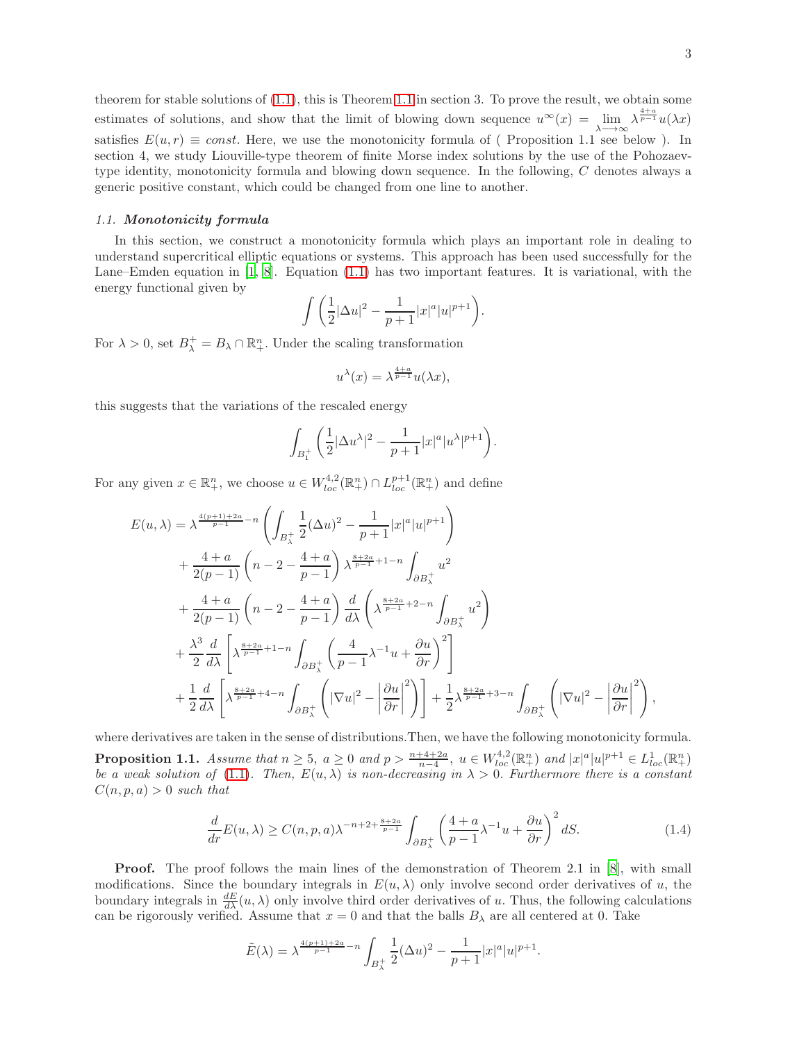theorem for stable solutions of (1.1), this is Theorem 1.1 in section 3. To prove the result, we obtain some estimates of solutions, and show that the limit of blowing down sequence $u^{\infty}(x) = \lim_{\lambda\longrightarrow\infty} \lambda^{\frac{4+a}{p-1}} u(\lambda x)$ satisfies $E(u,r) \equiv const$. Here, we use the monotonicity formula of ( Proposition 1.1 see below ). In section 4, we study Liouville-type theorem of finite Morse index solutions by the use of the Pohozaev-type identity, monotonicity formula and blowing down sequence. In the following, $C$ denotes always a generic positive constant, which could be changed from one line to another.

### 1.1. *Monotonicity formula*

In this section, we construct a monotonicity formula which plays an important role in dealing to understand supercritical elliptic equations or systems. This approach has been used successfully for the Lane–Emden equation in [1, 8]. Equation (1.1) has two important features. It is variational, with the energy functional given by

$$\int \left( \frac{1}{2}|\Delta u|^2 - \frac{1}{p+1}|x|^a |u|^{p+1} \right).$$

For $\lambda > 0$, set $B_\lambda^+ = B_\lambda \cap \mathbb{R}^n_+$. Under the scaling transformation

$$u^\lambda(x) = \lambda^{\frac{4+a}{p-1}} u(\lambda x),$$

this suggests that the variations of the rescaled energy

$$\int_{B_1^+} \left( \frac{1}{2}|\Delta u^\lambda|^2 - \frac{1}{p+1}|x|^a |u^\lambda|^{p+1} \right).$$

For any given $x \in \mathbb{R}^n_+$, we choose $u \in W^{4,2}_{loc}(\mathbb{R}^n_+) \cap L^{p+1}_{loc}(\mathbb{R}^n_+)$ and define

$$\begin{aligned}
E(u,\lambda) &= \lambda^{\frac{4(p+1)+2a}{p-1}-n} \left( \int_{B_\lambda^+} \frac{1}{2}(\Delta u)^2 - \frac{1}{p+1}|x|^a |u|^{p+1} \right) \\
&\quad + \frac{4+a}{2(p-1)} \left( n-2-\frac{4+a}{p-1} \right) \lambda^{\frac{8+2a}{p-1}+1-n} \int_{\partial B_\lambda^+} u^2 \\
&\quad + \frac{4+a}{2(p-1)} \left( n-2-\frac{4+a}{p-1} \right) \frac{d}{d\lambda} \left( \lambda^{\frac{8+2a}{p-1}+2-n} \int_{\partial B_\lambda^+} u^2 \right) \\
&\quad + \frac{\lambda^3}{2} \frac{d}{d\lambda} \left[ \lambda^{\frac{8+2a}{p-1}+1-n} \int_{\partial B_\lambda^+} \left( \frac{4}{p-1}\lambda^{-1} u + \frac{\partial u}{\partial r} \right)^2 \right] \\
&\quad + \frac{1}{2} \frac{d}{d\lambda} \left[ \lambda^{\frac{8+2a}{p-1}+4-n} \int_{\partial B_\lambda^+} \left( |\nabla u|^2 - \left| \frac{\partial u}{\partial r} \right|^2 \right) \right] + \frac{1}{2} \lambda^{\frac{8+2a}{p-1}+3-n} \int_{\partial B_\lambda^+} \left( |\nabla u|^2 - \left| \frac{\partial u}{\partial r} \right|^2 \right),
\end{aligned}$$

where derivatives are taken in the sense of distributions.Then, we have the following monotonicity formula.

**Proposition 1.1.** *Assume that $n \geq 5$, $a \geq 0$ and $p > \frac{n+4+2a}{n-4}$, $u \in W^{4,2}_{loc}(\mathbb{R}^n_+)$ and $|x|^a |u|^{p+1} \in L^1_{loc}(\mathbb{R}^n_+)$ be a weak solution of (1.1). Then, $E(u,\lambda)$ is non-decreasing in $\lambda > 0$. Furthermore there is a constant $C(n,p,a) > 0$ such that*

$$\frac{d}{dr} E(u,\lambda) \geq C(n,p,a) \lambda^{-n+2+\frac{8+2a}{p-1}} \int_{\partial B_\lambda^+} \left( \frac{4+a}{p-1}\lambda^{-1} u + \frac{\partial u}{\partial r} \right)^2 dS. \tag{1.4}$$

**Proof.** The proof follows the main lines of the demonstration of Theorem 2.1 in [8], with small modifications. Since the boundary integrals in $E(u,\lambda)$ only involve second order derivatives of $u$, the boundary integrals in $\frac{dE}{d\lambda}(u,\lambda)$ only involve third order derivatives of $u$. Thus, the following calculations can be rigorously verified. Assume that $x = 0$ and that the balls $B_\lambda$ are all centered at 0. Take

$$\tilde{E}(\lambda) = \lambda^{\frac{4(p+1)+2a}{p-1}-n} \int_{B_\lambda^+} \frac{1}{2}(\Delta u)^2 - \frac{1}{p+1}|x|^a |u|^{p+1}.$$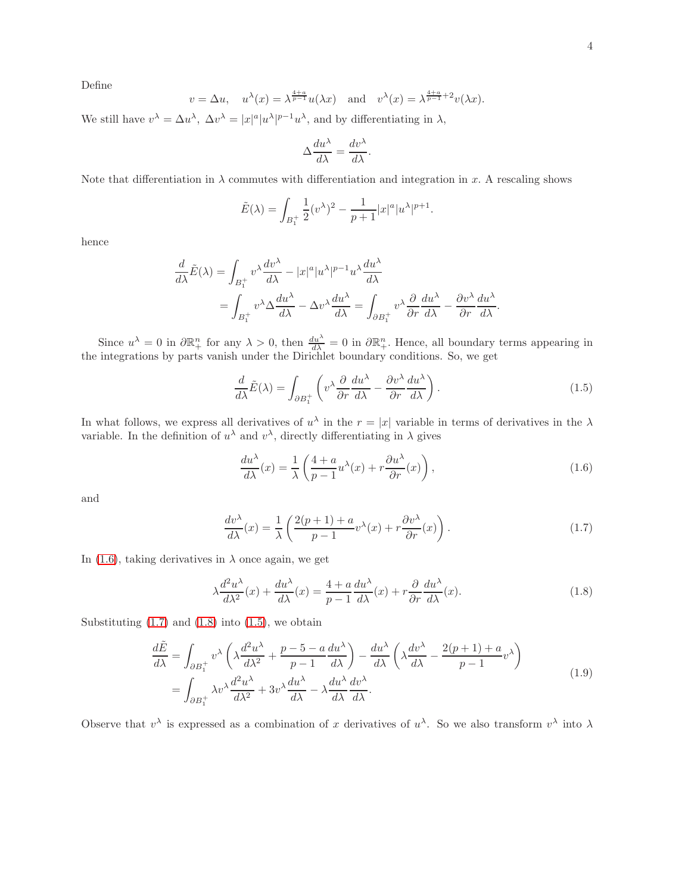Define

$$v = \Delta u, \quad u^\lambda(x) = \lambda^{\frac{4+a}{p-1}} u(\lambda x) \quad \text{and} \quad v^\lambda(x) = \lambda^{\frac{4+a}{p-1}+2} v(\lambda x).$$

We still have $v^\lambda = \Delta u^\lambda$, $\Delta v^\lambda = |x|^a |u^\lambda|^{p-1} u^\lambda$, and by differentiating in $\lambda$,

$$\Delta \frac{du^\lambda}{d\lambda} = \frac{dv^\lambda}{d\lambda}.$$

Note that differentiation in $\lambda$ commutes with differentiation and integration in $x$. A rescaling shows

$$\tilde{E}(\lambda) = \int_{B_1^+} \frac{1}{2}(v^\lambda)^2 - \frac{1}{p+1}|x|^a |u^\lambda|^{p+1}.$$

hence

$$\begin{aligned}
\frac{d}{d\lambda}\tilde{E}(\lambda) &= \int_{B_1^+} v^\lambda \frac{dv^\lambda}{d\lambda} - |x|^a |u^\lambda|^{p-1} u^\lambda \frac{du^\lambda}{d\lambda} \\
&= \int_{B_1^+} v^\lambda \Delta \frac{du^\lambda}{d\lambda} - \Delta v^\lambda \frac{du^\lambda}{d\lambda} = \int_{\partial B_1^+} v^\lambda \frac{\partial}{\partial r}\frac{du^\lambda}{d\lambda} - \frac{\partial v^\lambda}{\partial r}\frac{du^\lambda}{d\lambda}.
\end{aligned}$$

Since $u^\lambda = 0$ in $\partial \mathbb{R}^n_+$ for any $\lambda > 0$, then $\frac{du^\lambda}{d\lambda} = 0$ in $\partial \mathbb{R}^n_+$. Hence, all boundary terms appearing in the integrations by parts vanish under the Dirichlet boundary conditions. So, we get

$$\frac{d}{d\lambda}\tilde{E}(\lambda) = \int_{\partial B_1^+} \left( v^\lambda \frac{\partial}{\partial r}\frac{du^\lambda}{d\lambda} - \frac{\partial v^\lambda}{\partial r}\frac{du^\lambda}{d\lambda} \right). \tag{1.5}$$

In what follows, we express all derivatives of $u^\lambda$ in the $r = |x|$ variable in terms of derivatives in the $\lambda$ variable. In the definition of $u^\lambda$ and $v^\lambda$, directly differentiating in $\lambda$ gives

$$\frac{du^\lambda}{d\lambda}(x) = \frac{1}{\lambda}\left( \frac{4+a}{p-1} u^\lambda(x) + r \frac{\partial u^\lambda}{\partial r}(x) \right), \tag{1.6}$$

and

$$\frac{dv^\lambda}{d\lambda}(x) = \frac{1}{\lambda}\left( \frac{2(p+1)+a}{p-1} v^\lambda(x) + r \frac{\partial v^\lambda}{\partial r}(x) \right). \tag{1.7}$$

In (1.6), taking derivatives in $\lambda$ once again, we get

$$\lambda \frac{d^2 u^\lambda}{d\lambda^2}(x) + \frac{du^\lambda}{d\lambda}(x) = \frac{4+a}{p-1}\frac{du^\lambda}{d\lambda}(x) + r \frac{\partial}{\partial r}\frac{du^\lambda}{d\lambda}(x). \tag{1.8}$$

Substituting (1.7) and (1.8) into (1.5), we obtain

$$\begin{aligned}
\frac{d\tilde{E}}{d\lambda} &= \int_{\partial B_1^+} v^\lambda \left( \lambda \frac{d^2 u^\lambda}{d\lambda^2} + \frac{p-5-a}{p-1}\frac{du^\lambda}{d\lambda} \right) - \frac{du^\lambda}{d\lambda}\left( \lambda \frac{dv^\lambda}{d\lambda} - \frac{2(p+1)+a}{p-1} v^\lambda \right) \\
&= \int_{\partial B_1^+} \lambda v^\lambda \frac{d^2 u^\lambda}{d\lambda^2} + 3 v^\lambda \frac{du^\lambda}{d\lambda} - \lambda \frac{du^\lambda}{d\lambda}\frac{dv^\lambda}{d\lambda}.
\end{aligned} \tag{1.9}$$

Observe that $v^\lambda$ is expressed as a combination of $x$ derivatives of $u^\lambda$. So we also transform $v^\lambda$ into $\lambda$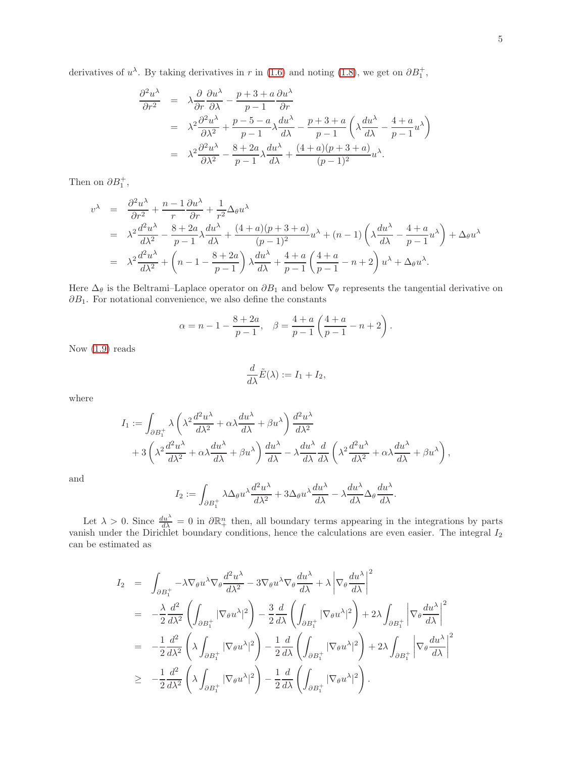derivatives of $u^\lambda$. By taking derivatives in $r$ in (1.6) and noting (1.8), we get on $\partial B_1^+$,

$$
\begin{aligned}
\frac{\partial^2 u^\lambda}{\partial r^2} &= \lambda \frac{\partial}{\partial r}\frac{\partial u^\lambda}{\partial \lambda} - \frac{p+3+a}{p-1}\frac{\partial u^\lambda}{\partial r} \\
&= \lambda^2 \frac{\partial^2 u^\lambda}{\partial \lambda^2} + \frac{p-5-a}{p-1}\lambda \frac{du^\lambda}{d\lambda} - \frac{p+3+a}{p-1}\left(\lambda \frac{du^\lambda}{d\lambda} - \frac{4+a}{p-1}u^\lambda\right) \\
&= \lambda^2 \frac{\partial^2 u^\lambda}{\partial \lambda^2} - \frac{8+2a}{p-1}\lambda \frac{du^\lambda}{d\lambda} + \frac{(4+a)(p+3+a)}{(p-1)^2}u^\lambda.
\end{aligned}
$$

Then on $\partial B_1^+$,

$$
\begin{aligned}
v^\lambda &= \frac{\partial^2 u^\lambda}{\partial r^2} + \frac{n-1}{r}\frac{\partial u^\lambda}{\partial r} + \frac{1}{r^2}\Delta_\theta u^\lambda \\
&= \lambda^2 \frac{d^2 u^\lambda}{d\lambda^2} - \frac{8+2a}{p-1}\lambda \frac{du^\lambda}{d\lambda} + \frac{(4+a)(p+3+a)}{(p-1)^2}u^\lambda + (n-1)\left(\lambda \frac{du^\lambda}{d\lambda} - \frac{4+a}{p-1}u^\lambda\right) + \Delta_\theta u^\lambda \\
&= \lambda^2 \frac{d^2 u^\lambda}{d\lambda^2} + \left(n-1-\frac{8+2a}{p-1}\right)\lambda \frac{du^\lambda}{d\lambda} + \frac{4+a}{p-1}\left(\frac{4+a}{p-1} - n + 2\right)u^\lambda + \Delta_\theta u^\lambda.
\end{aligned}
$$

Here $\Delta_\theta$ is the Beltrami–Laplace operator on $\partial B_1$ and below $\nabla_\theta$ represents the tangential derivative on $\partial B_1$. For notational convenience, we also define the constants

$$
\alpha = n - 1 - \frac{8+2a}{p-1}, \quad \beta = \frac{4+a}{p-1}\left(\frac{4+a}{p-1} - n + 2\right).
$$

Now (1.9) reads

$$
\frac{d}{d\lambda}\tilde{E}(\lambda) := I_1 + I_2,
$$

where

$$
\begin{aligned}
I_1 := \int_{\partial B_1^+} & \lambda \left(\lambda^2 \frac{d^2 u^\lambda}{d\lambda^2} + \alpha\lambda \frac{du^\lambda}{d\lambda} + \beta u^\lambda\right)\frac{d^2 u^\lambda}{d\lambda^2} \\
&+ 3\left(\lambda^2 \frac{d^2 u^\lambda}{d\lambda^2} + \alpha\lambda \frac{du^\lambda}{d\lambda} + \beta u^\lambda\right)\frac{du^\lambda}{d\lambda} - \lambda \frac{du^\lambda}{d\lambda}\frac{d}{d\lambda}\left(\lambda^2 \frac{d^2 u^\lambda}{d\lambda^2} + \alpha\lambda \frac{du^\lambda}{d\lambda} + \beta u^\lambda\right),
\end{aligned}
$$

and

$$
I_2 := \int_{\partial B_1^+} \lambda \Delta_\theta u^\lambda \frac{d^2 u^\lambda}{d\lambda^2} + 3\Delta_\theta u^\lambda \frac{du^\lambda}{d\lambda} - \lambda \frac{du^\lambda}{d\lambda}\Delta_\theta \frac{du^\lambda}{d\lambda}.
$$

Let $\lambda > 0$. Since $\frac{du^\lambda}{d\lambda} = 0$ in $\partial\mathbb{R}^n_+$ then, all boundary terms appearing in the integrations by parts vanish under the Dirichlet boundary conditions, hence the calculations are even easier. The integral $I_2$ can be estimated as

$$
\begin{aligned}
I_2 &= \int_{\partial B_1^+} -\lambda \nabla_\theta u^\lambda \nabla_\theta \frac{d^2 u^\lambda}{d\lambda^2} - 3\nabla_\theta u^\lambda \nabla_\theta \frac{du^\lambda}{d\lambda} + \lambda \left|\nabla_\theta \frac{du^\lambda}{d\lambda}\right|^2 \\
&= -\frac{\lambda}{2}\frac{d^2}{d\lambda^2}\left(\int_{\partial B_1^+} |\nabla_\theta u^\lambda|^2\right) - \frac{3}{2}\frac{d}{d\lambda}\left(\int_{\partial B_1^+} |\nabla_\theta u^\lambda|^2\right) + 2\lambda \int_{\partial B_1^+}\left|\nabla_\theta \frac{du^\lambda}{d\lambda}\right|^2 \\
&= -\frac{1}{2}\frac{d^2}{d\lambda^2}\left(\lambda \int_{\partial B_1^+} |\nabla_\theta u^\lambda|^2\right) - \frac{1}{2}\frac{d}{d\lambda}\left(\int_{\partial B_1^+} |\nabla_\theta u^\lambda|^2\right) + 2\lambda \int_{\partial B_1^+}\left|\nabla_\theta \frac{du^\lambda}{d\lambda}\right|^2 \\
&\geq -\frac{1}{2}\frac{d^2}{d\lambda^2}\left(\lambda \int_{\partial B_1^+} |\nabla_\theta u^\lambda|^2\right) - \frac{1}{2}\frac{d}{d\lambda}\left(\int_{\partial B_1^+} |\nabla_\theta u^\lambda|^2\right).
\end{aligned}
$$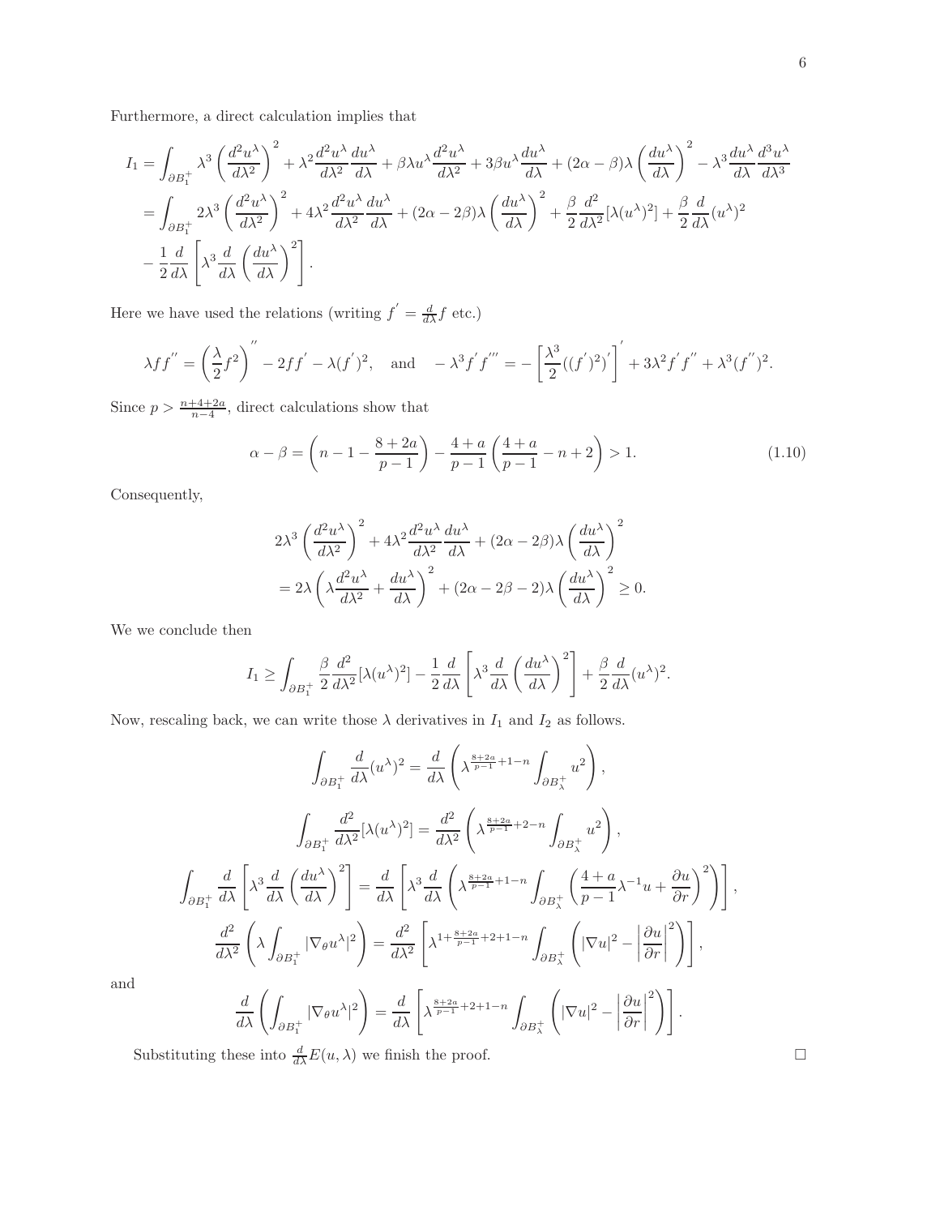Furthermore, a direct calculation implies that

$$
\begin{aligned}
I_1 &= \int_{\partial B_1^+} \lambda^3 \left(\frac{d^2u^\lambda}{d\lambda^2}\right)^2 + \lambda^2 \frac{d^2u^\lambda}{d\lambda^2}\frac{du^\lambda}{d\lambda} + \beta\lambda u^\lambda \frac{d^2u^\lambda}{d\lambda^2} + 3\beta u^\lambda \frac{du^\lambda}{d\lambda} + (2\alpha-\beta)\lambda\left(\frac{du^\lambda}{d\lambda}\right)^2 - \lambda^3 \frac{du^\lambda}{d\lambda}\frac{d^3u^\lambda}{d\lambda^3} \\
&= \int_{\partial B_1^+} 2\lambda^3 \left(\frac{d^2u^\lambda}{d\lambda^2}\right)^2 + 4\lambda^2 \frac{d^2u^\lambda}{d\lambda^2}\frac{du^\lambda}{d\lambda} + (2\alpha-2\beta)\lambda\left(\frac{du^\lambda}{d\lambda}\right)^2 + \frac{\beta}{2}\frac{d^2}{d\lambda^2}[\lambda(u^\lambda)^2] + \frac{\beta}{2}\frac{d}{d\lambda}(u^\lambda)^2 \\
&\quad - \frac{1}{2}\frac{d}{d\lambda}\left[\lambda^3 \frac{d}{d\lambda}\left(\frac{du^\lambda}{d\lambda}\right)^2\right].
\end{aligned}
$$

Here we have used the relations (writing $f^{'} = \frac{d}{d\lambda}f$ etc.)

$$
\lambda f f^{''} = \left(\frac{\lambda}{2}f^2\right)^{''} - 2ff^{'} - \lambda(f^{'})^2, \quad \text{and} \quad -\lambda^3 f^{'} f^{'''} = -\left[\frac{\lambda^3}{2}((f^{'})^2)^{'}\right]^{'} + 3\lambda^2 f^{'} f^{''} + \lambda^3 (f^{''})^2.
$$

Since $p > \frac{n+4+2a}{n-4}$, direct calculations show that

$$
\alpha - \beta = \left(n - 1 - \frac{8+2a}{p-1}\right) - \frac{4+a}{p-1}\left(\frac{4+a}{p-1} - n + 2\right) > 1. \tag{1.10}
$$

Consequently,

$$
\begin{aligned}
&2\lambda^3 \left(\frac{d^2u^\lambda}{d\lambda^2}\right)^2 + 4\lambda^2 \frac{d^2u^\lambda}{d\lambda^2}\frac{du^\lambda}{d\lambda} + (2\alpha-2\beta)\lambda\left(\frac{du^\lambda}{d\lambda}\right)^2 \\
&= 2\lambda\left(\lambda\frac{d^2u^\lambda}{d\lambda^2} + \frac{du^\lambda}{d\lambda}\right)^2 + (2\alpha - 2\beta - 2)\lambda\left(\frac{du^\lambda}{d\lambda}\right)^2 \geq 0.
\end{aligned}
$$

We we conclude then

$$
I_1 \geq \int_{\partial B_1^+} \frac{\beta}{2}\frac{d^2}{d\lambda^2}[\lambda(u^\lambda)^2] - \frac{1}{2}\frac{d}{d\lambda}\left[\lambda^3\frac{d}{d\lambda}\left(\frac{du^\lambda}{d\lambda}\right)^2\right] + \frac{\beta}{2}\frac{d}{d\lambda}(u^\lambda)^2.
$$

Now, rescaling back, we can write those $\lambda$ derivatives in $I_1$ and $I_2$ as follows.

$$
\int_{\partial B_1^+} \frac{d}{d\lambda}(u^\lambda)^2 = \frac{d}{d\lambda}\left(\lambda^{\frac{8+2a}{p-1}+1-n}\int_{\partial B_\lambda^+} u^2\right),
$$

$$
\int_{\partial B_1^+} \frac{d^2}{d\lambda^2}[\lambda(u^\lambda)^2] = \frac{d^2}{d\lambda^2}\left(\lambda^{\frac{8+2a}{p-1}+2-n}\int_{\partial B_\lambda^+} u^2\right),
$$

$$
\int_{\partial B_1^+} \frac{d}{d\lambda}\left[\lambda^3\frac{d}{d\lambda}\left(\frac{du^\lambda}{d\lambda}\right)^2\right] = \frac{d}{d\lambda}\left[\lambda^3\frac{d}{d\lambda}\left(\lambda^{\frac{8+2a}{p-1}+1-n}\int_{\partial B_\lambda^+}\left(\frac{4+a}{p-1}\lambda^{-1}u + \frac{\partial u}{\partial r}\right)^2\right)\right],
$$

$$
\frac{d^2}{d\lambda^2}\left(\lambda\int_{\partial B_1^+}|\nabla_\theta u^\lambda|^2\right) = \frac{d^2}{d\lambda^2}\left[\lambda^{1+\frac{8+2a}{p-1}+2+1-n}\int_{\partial B_\lambda^+}\left(|\nabla u|^2 - \left|\frac{\partial u}{\partial r}\right|^2\right)\right],
$$

and

$$
\frac{d}{d\lambda}\left(\int_{\partial B_1^+}|\nabla_\theta u^\lambda|^2\right) = \frac{d}{d\lambda}\left[\lambda^{\frac{8+2a}{p-1}+2+1-n}\int_{\partial B_\lambda^+}\left(|\nabla u|^2 - \left|\frac{\partial u}{\partial r}\right|^2\right)\right].
$$

Substituting these into $\frac{d}{d\lambda}E(u,\lambda)$ we finish the proof. □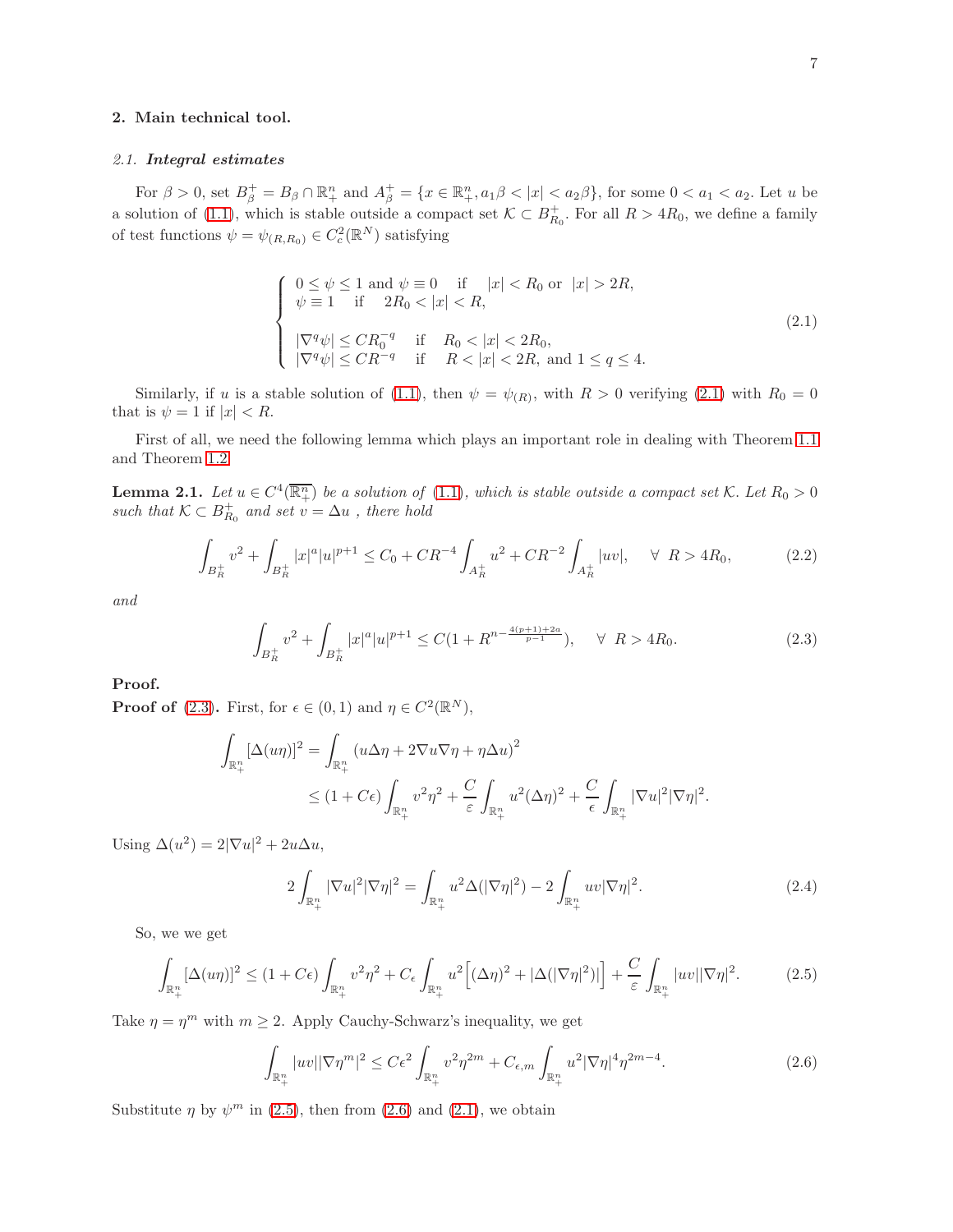## 2. Main technical tool.

### 2.1. *Integral estimates*

For $\beta > 0$, set $B^+_\beta = B_\beta \cap \mathbb{R}^n_+$ and $A^+_\beta = \{x \in \mathbb{R}^n_+, a_1\beta < |x| < a_2\beta\}$, for some $0 < a_1 < a_2$. Let $u$ be a solution of (1.1), which is stable outside a compact set $\mathcal{K} \subset B^+_{R_0}$. For all $R > 4R_0$, we define a family of test functions $\psi = \psi_{(R,R_0)} \in C^2_c(\mathbb{R}^N)$ satisfying

$$
\begin{cases}
0 \le \psi \le 1 \text{ and } \psi \equiv 0 \quad \text{if} \quad |x| < R_0 \text{ or } \ |x| > 2R, \\
\psi \equiv 1 \quad \text{if} \quad 2R_0 < |x| < R, \\
\\
|\nabla^q \psi| \le C R_0^{-q} \quad \text{if} \quad R_0 < |x| < 2R_0, \\
|\nabla^q \psi| \le C R^{-q} \quad \text{if} \quad R < |x| < 2R, \text{ and } 1 \le q \le 4.
\end{cases}
\tag{2.1}
$$

Similarly, if $u$ is a stable solution of (1.1), then $\psi = \psi_{(R)}$, with $R > 0$ verifying (2.1) with $R_0 = 0$ that is $\psi = 1$ if $|x| < R$.

First of all, we need the following lemma which plays an important role in dealing with Theorem 1.1 and Theorem 1.2.

**Lemma 2.1.** *Let $u \in C^4(\overline{\mathbb{R}^n_+})$ be a solution of (1.1), which is stable outside a compact set $\mathcal{K}$. Let $R_0 > 0$ such that $\mathcal{K} \subset B^+_{R_0}$ and set $v = \Delta u$ , there hold*

$$
\int_{B^+_R} v^2 + \int_{B^+_R} |x|^a |u|^{p+1} \le C_0 + CR^{-4} \int_{A^+_R} u^2 + CR^{-2} \int_{A^+_R} |uv|, \quad \forall \ R > 4R_0,
\tag{2.2}
$$

*and*

$$
\int_{B^+_R} v^2 + \int_{B^+_R} |x|^a |u|^{p+1} \le C(1 + R^{n - \frac{4(p+1)+2a}{p-1}}), \quad \forall \ R > 4R_0.
\tag{2.3}
$$

**Proof.**
**Proof of (2.3).** First, for $\epsilon \in (0,1)$ and $\eta \in C^2(\mathbb{R}^N)$,

$$
\begin{aligned}
\int_{\mathbb{R}^n_+} [\Delta(u\eta)]^2 &= \int_{\mathbb{R}^n_+} (u\Delta\eta + 2\nabla u \nabla\eta + \eta\Delta u)^2 \\
&\le (1 + C\epsilon) \int_{\mathbb{R}^n_+} v^2\eta^2 + \frac{C}{\varepsilon} \int_{\mathbb{R}^n_+} u^2(\Delta\eta)^2 + \frac{C}{\epsilon} \int_{\mathbb{R}^n_+} |\nabla u|^2 |\nabla\eta|^2.
\end{aligned}
$$

Using $\Delta(u^2) = 2|\nabla u|^2 + 2u\Delta u$,

$$
2\int_{\mathbb{R}^n_+} |\nabla u|^2 |\nabla\eta|^2 = \int_{\mathbb{R}^n_+} u^2 \Delta(|\nabla\eta|^2) - 2\int_{\mathbb{R}^n_+} uv|\nabla\eta|^2.
\tag{2.4}
$$

So, we we get

$$
\int_{\mathbb{R}^n_+} [\Delta(u\eta)]^2 \le (1 + C\epsilon) \int_{\mathbb{R}^n_+} v^2\eta^2 + C_\epsilon \int_{\mathbb{R}^n_+} u^2 \Big[(\Delta\eta)^2 + |\Delta(|\nabla\eta|^2)|\Big] + \frac{C}{\varepsilon} \int_{\mathbb{R}^n_+} |uv||\nabla\eta|^2.
\tag{2.5}
$$

Take $\eta = \eta^m$ with $m \ge 2$. Apply Cauchy-Schwarz's inequality, we get

$$
\int_{\mathbb{R}^n_+} |uv||\nabla\eta^m|^2 \le C\epsilon^2 \int_{\mathbb{R}^n_+} v^2\eta^{2m} + C_{\epsilon,m} \int_{\mathbb{R}^n_+} u^2 |\nabla\eta|^4 \eta^{2m-4}.
\tag{2.6}
$$

Substitute $\eta$ by $\psi^m$ in (2.5), then from (2.6) and (2.1), we obtain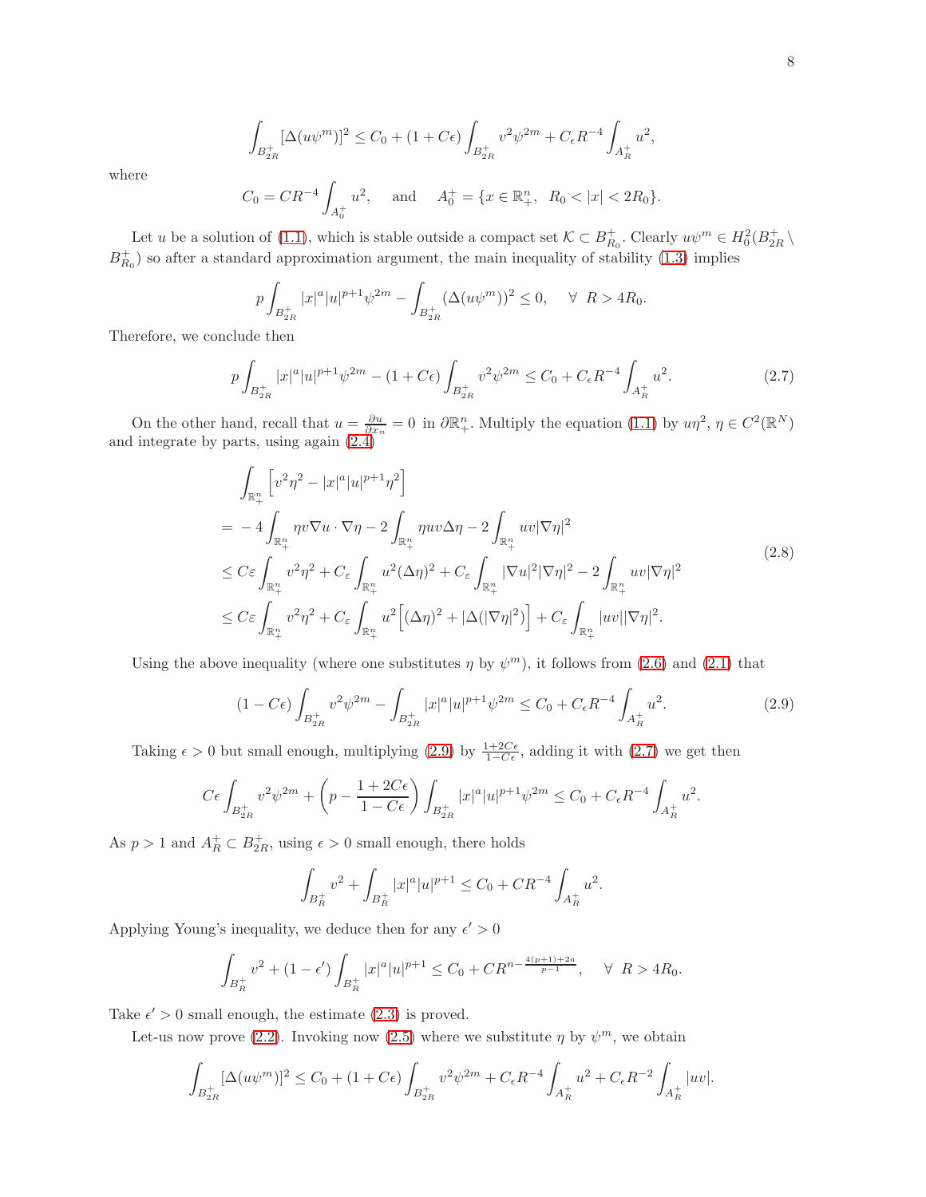$$\int_{B_{2R}^+}[\Delta(u\psi^m)]^2 \le C_0 + (1+C\epsilon)\int_{B_{2R}^+} v^2\psi^{2m} + C_\epsilon R^{-4}\int_{A_R^+} u^2,$$

where

$$C_0 = CR^{-4}\int_{A_0^+} u^2, \quad \text{and} \quad A_0^+ = \{x\in\mathbb{R}_+^n,\ \ R_0<|x|<2R_0\}.$$

Let $u$ be a solution of (1.1), which is stable outside a compact set $\mathcal{K}\subset B_{R_0}^+$. Clearly $u\psi^m \in H_0^2(B_{2R}^+\setminus B_{R_0}^+)$ so after a standard approximation argument, the main inequality of stability (1.3) implies

$$p\int_{B_{2R}^+}|x|^a|u|^{p+1}\psi^{2m} - \int_{B_{2R}^+}(\Delta(u\psi^m))^2 \le 0, \quad \forall\ R>4R_0.$$

Therefore, we conclude then

$$p\int_{B_{2R}^+}|x|^a|u|^{p+1}\psi^{2m} - (1+C\epsilon)\int_{B_{2R}^+} v^2\psi^{2m} \le C_0 + C_\epsilon R^{-4}\int_{A_R^+} u^2. \tag{2.7}$$

On the other hand, recall that $u=\frac{\partial u}{\partial x_n}=0$ in $\partial\mathbb{R}_+^n$. Multiply the equation (1.1) by $u\eta^2$, $\eta\in C^2(\mathbb{R}^N)$ and integrate by parts, using again (2.4)

$$\begin{aligned}
&\int_{\mathbb{R}_+^n}\Big[v^2\eta^2 - |x|^a|u|^{p+1}\eta^2\Big]\\
=&\ -4\int_{\mathbb{R}_+^n}\eta v\nabla u\cdot\nabla\eta - 2\int_{\mathbb{R}_+^n}\eta uv\Delta\eta - 2\int_{\mathbb{R}_+^n} uv|\nabla\eta|^2\\
\le&\ C\varepsilon\int_{\mathbb{R}_+^n} v^2\eta^2 + C_\varepsilon\int_{\mathbb{R}_+^n} u^2(\Delta\eta)^2 + C_\varepsilon\int_{\mathbb{R}_+^n}|\nabla u|^2|\nabla\eta|^2 - 2\int_{\mathbb{R}_+^n} uv|\nabla\eta|^2\\
\le&\ C\varepsilon\int_{\mathbb{R}_+^n} v^2\eta^2 + C_\varepsilon\int_{\mathbb{R}_+^n} u^2\Big[(\Delta\eta)^2 + |\Delta(|\nabla\eta|^2)\Big] + C_\varepsilon\int_{\mathbb{R}_+^n}|uv||\nabla\eta|^2.
\end{aligned} \tag{2.8}$$

Using the above inequality (where one substitutes $\eta$ by $\psi^m$), it follows from (2.6) and (2.1) that

$$(1-C\epsilon)\int_{B_{2R}^+} v^2\psi^{2m} - \int_{B_{2R}^+}|x|^a|u|^{p+1}\psi^{2m} \le C_0 + C_\epsilon R^{-4}\int_{A_R^+} u^2. \tag{2.9}$$

Taking $\epsilon>0$ but small enough, multiplying (2.9) by $\frac{1+2C\epsilon}{1-C\epsilon}$, adding it with (2.7) we get then

$$C\epsilon\int_{B_{2R}^+} v^2\psi^{2m} + \left(p - \frac{1+2C\epsilon}{1-C\epsilon}\right)\int_{B_{2R}^+}|x|^a|u|^{p+1}\psi^{2m} \le C_0 + C_\epsilon R^{-4}\int_{A_R^+} u^2.$$

As $p>1$ and $A_R^+\subset B_{2R}^+$, using $\epsilon>0$ small enough, there holds

$$\int_{B_R^+} v^2 + \int_{B_R^+}|x|^a|u|^{p+1} \le C_0 + CR^{-4}\int_{A_R^+} u^2.$$

Applying Young's inequality, we deduce then for any $\epsilon'>0$

$$\int_{B_R^+} v^2 + (1-\epsilon')\int_{B_R^+}|x|^a|u|^{p+1} \le C_0 + CR^{n-\frac{4(p+1)+2a}{p-1}}, \quad \forall\ R>4R_0.$$

Take $\epsilon'>0$ small enough, the estimate (2.3) is proved.

Let-us now prove (2.2). Invoking now (2.5) where we substitute $\eta$ by $\psi^m$, we obtain

$$\int_{B_{2R}^+}[\Delta(u\psi^m)]^2 \le C_0 + (1+C\epsilon)\int_{B_{2R}^+} v^2\psi^{2m} + C_\epsilon R^{-4}\int_{A_R^+} u^2 + C_\epsilon R^{-2}\int_{A_R^+}|uv|.$$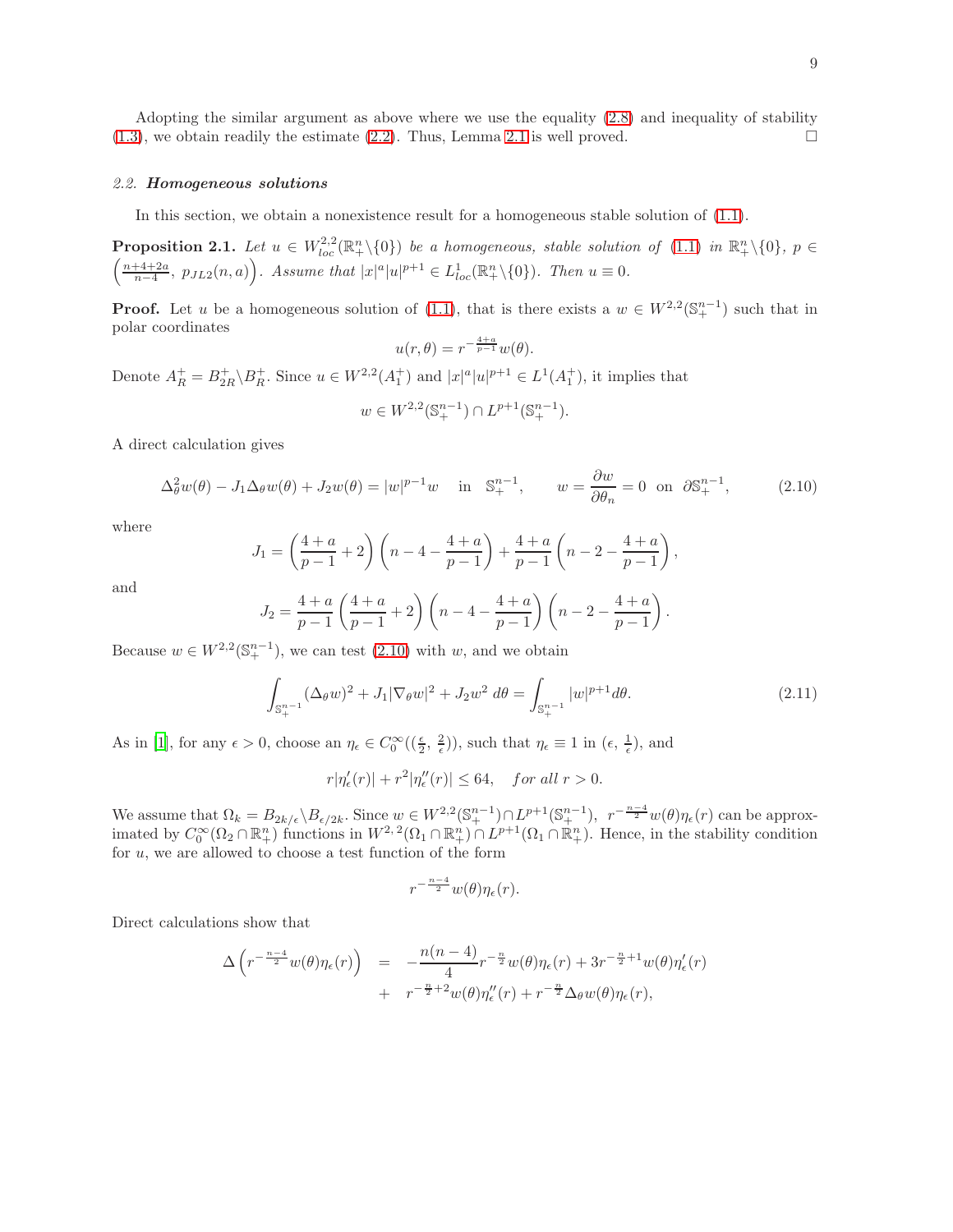Adopting the similar argument as above where we use the equality (2.8) and inequality of stability (1.3), we obtain readily the estimate (2.2). Thus, Lemma 2.1 is well proved. □

### 2.2. *Homogeneous solutions*

In this section, we obtain a nonexistence result for a homogeneous stable solution of (1.1).

**Proposition 2.1.** *Let $u \in W^{2,2}_{loc}(\mathbb{R}^n_+\backslash\{0\})$ be a homogeneous, stable solution of (1.1) in $\mathbb{R}^n_+\backslash\{0\}$, $p \in \left(\frac{n+4+2a}{n-4},\ p_{JL2}(n,a)\right)$. Assume that $|x|^a|u|^{p+1} \in L^1_{loc}(\mathbb{R}^n_+\backslash\{0\})$. Then $u \equiv 0$.*

**Proof.** Let $u$ be a homogeneous solution of (1.1), that is there exists a $w \in W^{2,2}(\mathbb{S}^{n-1}_+)$ such that in polar coordinates

$$u(r,\theta) = r^{-\frac{4+a}{p-1}}w(\theta).$$

Denote $A^+_R = B^+_{2R}\backslash B^+_R$. Since $u \in W^{2,2}(A^+_1)$ and $|x|^a|u|^{p+1} \in L^1(A^+_1)$, it implies that

$$w \in W^{2,2}(\mathbb{S}^{n-1}_+) \cap L^{p+1}(\mathbb{S}^{n-1}_+).$$

A direct calculation gives

$$\Delta^2_\theta w(\theta) - J_1\Delta_\theta w(\theta) + J_2 w(\theta) = |w|^{p-1}w \quad \text{in} \quad \mathbb{S}^{n-1}_+, \qquad w = \frac{\partial w}{\partial \theta_n} = 0 \ \text{ on } \ \partial\mathbb{S}^{n-1}_+, \tag{2.10}$$

where

$$J_1 = \left(\frac{4+a}{p-1}+2\right)\left(n-4-\frac{4+a}{p-1}\right) + \frac{4+a}{p-1}\left(n-2-\frac{4+a}{p-1}\right),$$

and

$$J_2 = \frac{4+a}{p-1}\left(\frac{4+a}{p-1}+2\right)\left(n-4-\frac{4+a}{p-1}\right)\left(n-2-\frac{4+a}{p-1}\right).$$

Because $w \in W^{2,2}(\mathbb{S}^{n-1}_+)$, we can test (2.10) with $w$, and we obtain

$$\int_{\mathbb{S}^{n-1}_+} (\Delta_\theta w)^2 + J_1|\nabla_\theta w|^2 + J_2 w^2 \, d\theta = \int_{\mathbb{S}^{n-1}_+} |w|^{p+1} d\theta. \tag{2.11}$$

As in [1], for any $\epsilon > 0$, choose an $\eta_\epsilon \in C^\infty_0((\frac{\epsilon}{2},\ \frac{2}{\epsilon}))$, such that $\eta_\epsilon \equiv 1$ in $(\epsilon,\ \frac{1}{\epsilon})$, and

$$r|\eta'_\epsilon(r)| + r^2|\eta''_\epsilon(r)| \leq 64, \quad \textit{for all } r > 0.$$

We assume that $\Omega_k = B_{2k/\epsilon}\backslash B_{\epsilon/2k}$. Since $w \in W^{2,2}(\mathbb{S}^{n-1}_+) \cap L^{p+1}(\mathbb{S}^{n-1}_+)$, $r^{-\frac{n-4}{2}}w(\theta)\eta_\epsilon(r)$ can be approximated by $C^\infty_0(\Omega_2 \cap \mathbb{R}^n_+)$ functions in $W^{2,2}(\Omega_1 \cap \mathbb{R}^n_+) \cap L^{p+1}(\Omega_1 \cap \mathbb{R}^n_+)$. Hence, in the stability condition for $u$, we are allowed to choose a test function of the form

$$r^{-\frac{n-4}{2}}w(\theta)\eta_\epsilon(r).$$

Direct calculations show that

$$\begin{aligned}
\Delta\left(r^{-\frac{n-4}{2}}w(\theta)\eta_\epsilon(r)\right) &= -\frac{n(n-4)}{4}r^{-\frac{n}{2}}w(\theta)\eta_\epsilon(r) + 3r^{-\frac{n}{2}+1}w(\theta)\eta'_\epsilon(r) \\
&+ r^{-\frac{n}{2}+2}w(\theta)\eta''_\epsilon(r) + r^{-\frac{n}{2}}\Delta_\theta w(\theta)\eta_\epsilon(r),
\end{aligned}$$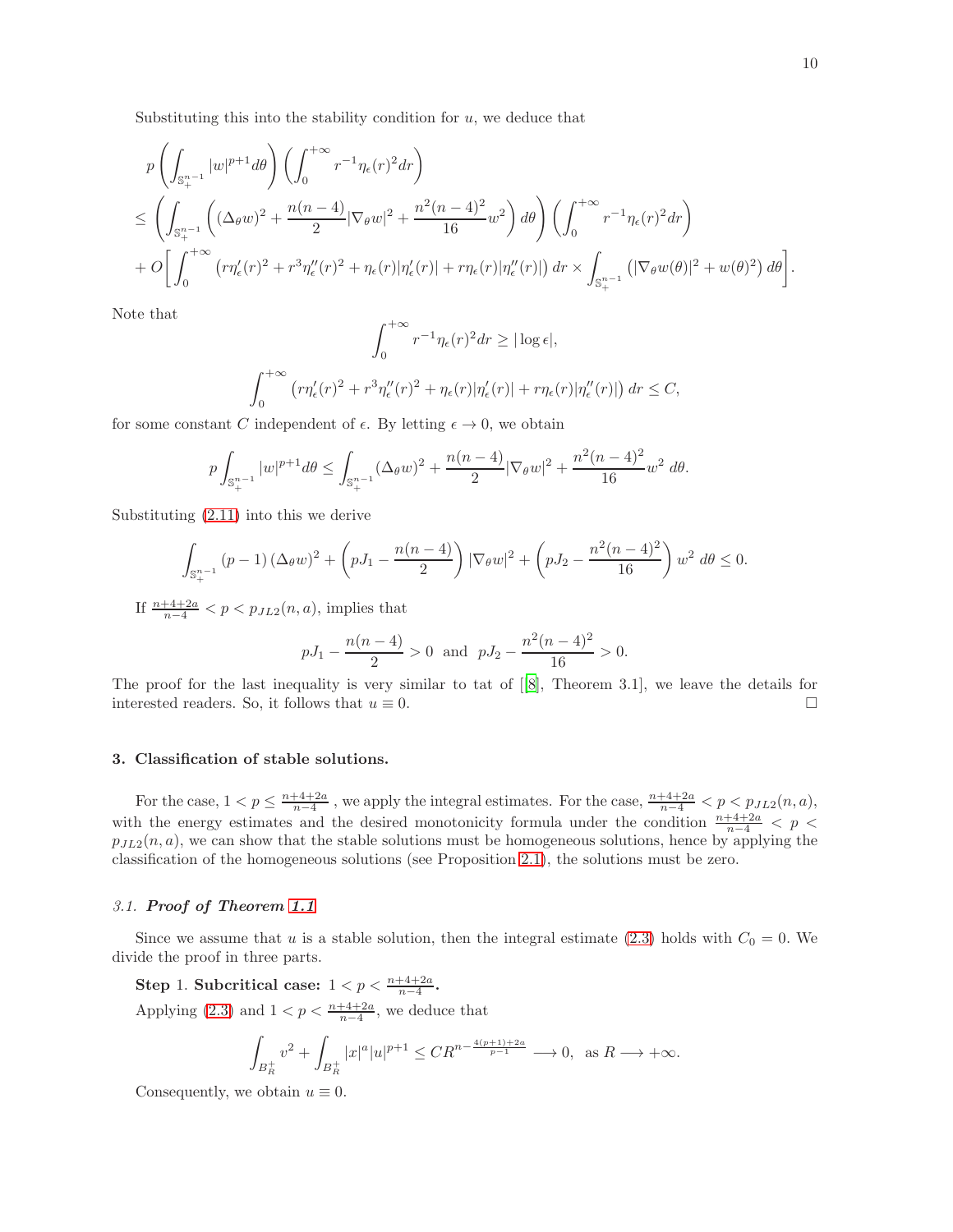Substituting this into the stability condition for $u$, we deduce that

$$
\begin{aligned}
& p\left(\int_{\mathbb{S}_+^{n-1}} |w|^{p+1} d\theta\right)\left(\int_0^{+\infty} r^{-1}\eta_\epsilon(r)^2 dr\right) \\
& \leq \left(\int_{\mathbb{S}_+^{n-1}} \left((\Delta_\theta w)^2 + \frac{n(n-4)}{2}|\nabla_\theta w|^2 + \frac{n^2(n-4)^2}{16} w^2\right) d\theta\right)\left(\int_0^{+\infty} r^{-1}\eta_\epsilon(r)^2 dr\right) \\
& + O\bigg[\int_0^{+\infty} \left(r\eta_\epsilon'(r)^2 + r^3\eta_\epsilon''(r)^2 + \eta_\epsilon(r)|\eta_\epsilon'(r)| + r\eta_\epsilon(r)|\eta_\epsilon''(r)|\right) dr \times \int_{\mathbb{S}_+^{n-1}} \left(|\nabla_\theta w(\theta)|^2 + w(\theta)^2\right) d\theta\bigg].
\end{aligned}
$$

Note that

$$
\int_0^{+\infty} r^{-1}\eta_\epsilon(r)^2 dr \geq |\log \epsilon|,
$$

$$
\int_0^{+\infty} \left(r\eta_\epsilon'(r)^2 + r^3\eta_\epsilon''(r)^2 + \eta_\epsilon(r)|\eta_\epsilon'(r)| + r\eta_\epsilon(r)|\eta_\epsilon''(r)|\right) dr \leq C,
$$

for some constant $C$ independent of $\epsilon$. By letting $\epsilon \to 0$, we obtain

$$
p\int_{\mathbb{S}_+^{n-1}} |w|^{p+1} d\theta \leq \int_{\mathbb{S}_+^{n-1}} (\Delta_\theta w)^2 + \frac{n(n-4)}{2}|\nabla_\theta w|^2 + \frac{n^2(n-4)^2}{16} w^2 \, d\theta.
$$

Substituting (2.11) into this we derive

$$
\int_{\mathbb{S}_+^{n-1}} (p-1)\left(\Delta_\theta w\right)^2 + \left(pJ_1 - \frac{n(n-4)}{2}\right)|\nabla_\theta w|^2 + \left(pJ_2 - \frac{n^2(n-4)^2}{16}\right) w^2 \, d\theta \leq 0.
$$

If $\frac{n+4+2a}{n-4} < p < p_{JL2}(n,a)$, implies that

$$
pJ_1 - \frac{n(n-4)}{2} > 0 \quad \text{and} \quad pJ_2 - \frac{n^2(n-4)^2}{16} > 0.
$$

The proof for the last inequality is very similar to tat of [[8], Theorem 3.1], we leave the details for interested readers. So, it follows that $u \equiv 0$. □

## 3. Classification of stable solutions.

For the case, $1 < p \leq \frac{n+4+2a}{n-4}$ , we apply the integral estimates. For the case, $\frac{n+4+2a}{n-4} < p < p_{JL2}(n,a)$, with the energy estimates and the desired monotonicity formula under the condition $\frac{n+4+2a}{n-4} < p < p_{JL2}(n,a)$, we can show that the stable solutions must be homogeneous solutions, hence by applying the classification of the homogeneous solutions (see Proposition 2.1), the solutions must be zero.

### 3.1. *Proof of Theorem 1.1*

Since we assume that $u$ is a stable solution, then the integral estimate (2.3) holds with $C_0 = 0$. We divide the proof in three parts.

**Step** 1. **Subcritical case:** $1 < p < \frac{n+4+2a}{n-4}$**.**

Applying (2.3) and $1 < p < \frac{n+4+2a}{n-4}$, we deduce that

$$
\int_{B_R^+} v^2 + \int_{B_R^+} |x|^a |u|^{p+1} \leq C R^{n - \frac{4(p+1)+2a}{p-1}} \longrightarrow 0, \ \text{ as } R \longrightarrow +\infty.
$$

Consequently, we obtain $u \equiv 0$.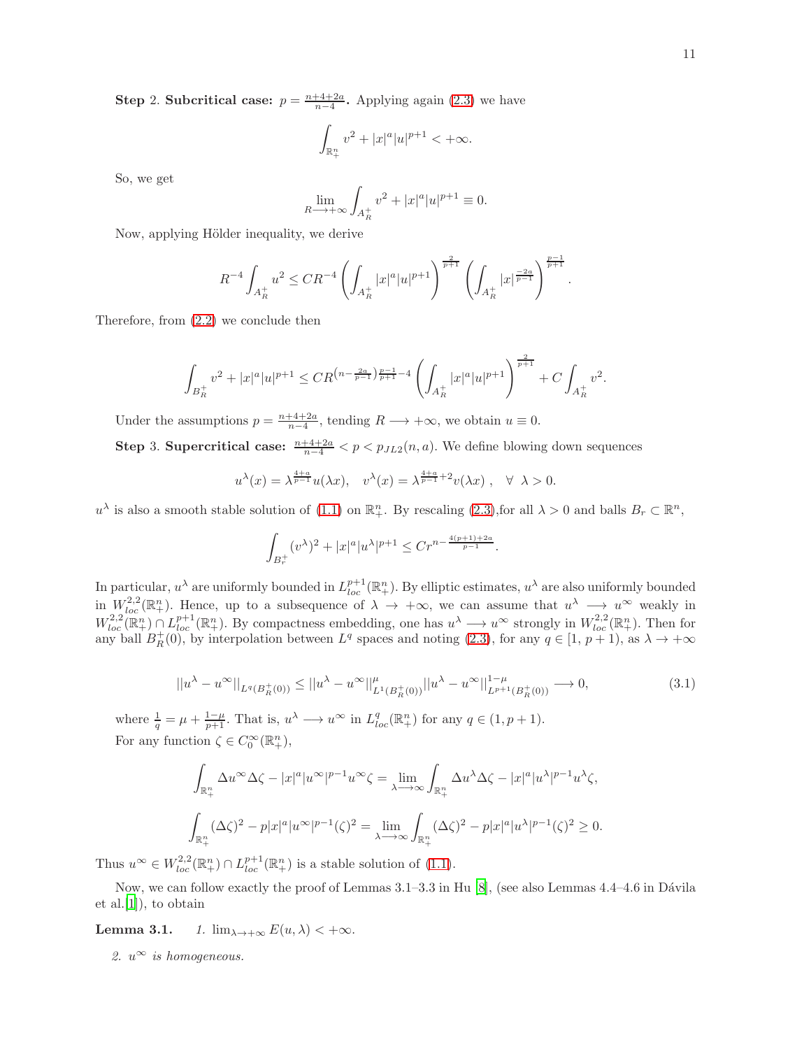**Step** 2. **Subcritical case:** $p = \frac{n+4+2a}{n-4}$**.** Applying again (2.3) we have

$$\int_{\mathbb{R}^n_+} v^2 + |x|^a|u|^{p+1} < +\infty.$$

So, we get

$$\lim_{R\longrightarrow+\infty}\int_{A_R^+} v^2 + |x|^a|u|^{p+1} \equiv 0.$$

Now, applying Hölder inequality, we derive

$$R^{-4}\int_{A_R^+} u^2 \le CR^{-4}\left(\int_{A_R^+}|x|^a|u|^{p+1}\right)^{\frac{2}{p+1}}\left(\int_{A_R^+}|x|^{\frac{-2a}{p-1}}\right)^{\frac{p-1}{p+1}}.$$

Therefore, from (2.2) we conclude then

$$\int_{B_R^+} v^2 + |x|^a|u|^{p+1} \le CR^{\left(n-\frac{2a}{p-1}\right)\frac{p-1}{p+1}-4}\left(\int_{A_R^+}|x|^a|u|^{p+1}\right)^{\frac{2}{p+1}} + C\int_{A_R^+} v^2.$$

Under the assumptions $p = \frac{n+4+2a}{n-4}$, tending $R \longrightarrow +\infty$, we obtain $u \equiv 0$.

**Step** 3. **Supercritical case:** $\frac{n+4+2a}{n-4} < p < p_{JL2}(n,a)$. We define blowing down sequences

$$u^\lambda(x) = \lambda^{\frac{4+a}{p-1}}u(\lambda x), \quad v^\lambda(x) = \lambda^{\frac{4+a}{p-1}+2}v(\lambda x)\ , \quad \forall\ \lambda > 0.$$

$u^\lambda$ is also a smooth stable solution of (1.1) on $\mathbb{R}^n_+$. By rescaling (2.3),for all $\lambda > 0$ and balls $B_r \subset \mathbb{R}^n$,

$$\int_{B_r^+} (v^\lambda)^2 + |x|^a|u^\lambda|^{p+1} \le Cr^{n-\frac{4(p+1)+2a}{p-1}}.$$

In particular, $u^\lambda$ are uniformly bounded in $L^{p+1}_{loc}(\mathbb{R}^n_+)$. By elliptic estimates, $u^\lambda$ are also uniformly bounded in $W^{2,2}_{loc}(\mathbb{R}^n_+)$. Hence, up to a subsequence of $\lambda \to +\infty$, we can assume that $u^\lambda \longrightarrow u^\infty$ weakly in $W^{2,2}_{loc}(\mathbb{R}^n_+) \cap L^{p+1}_{loc}(\mathbb{R}^n_+)$. By compactness embedding, one has $u^\lambda \longrightarrow u^\infty$ strongly in $W^{2,2}_{loc}(\mathbb{R}^n_+)$. Then for any ball $B_R^+(0)$, by interpolation between $L^q$ spaces and noting (2.3), for any $q \in [1, p+1)$, as $\lambda \to +\infty$

$$||u^\lambda - u^\infty||_{L^q(B_R^+(0))} \le ||u^\lambda - u^\infty||^\mu_{L^1(B_R^+(0))}||u^\lambda - u^\infty||^{1-\mu}_{L^{p+1}(B_R^+(0))} \longrightarrow 0, \tag{3.1}$$

where $\frac{1}{q} = \mu + \frac{1-\mu}{p+1}$. That is, $u^\lambda \longrightarrow u^\infty$ in $L^q_{loc}(\mathbb{R}^n_+)$ for any $q \in (1, p+1)$.

For any function $\zeta \in C_0^\infty(\mathbb{R}^n_+)$,

$$\int_{\mathbb{R}^n_+} \Delta u^\infty \Delta\zeta - |x|^a|u^\infty|^{p-1}u^\infty\zeta = \lim_{\lambda\longrightarrow\infty}\int_{\mathbb{R}^n_+} \Delta u^\lambda \Delta\zeta - |x|^a|u^\lambda|^{p-1}u^\lambda\zeta,$$

$$\int_{\mathbb{R}^n_+} (\Delta\zeta)^2 - p|x|^a|u^\infty|^{p-1}(\zeta)^2 = \lim_{\lambda\longrightarrow\infty}\int_{\mathbb{R}^n_+} (\Delta\zeta)^2 - p|x|^a|u^\lambda|^{p-1}(\zeta)^2 \ge 0.$$

Thus $u^\infty \in W^{2,2}_{loc}(\mathbb{R}^n_+) \cap L^{p+1}_{loc}(\mathbb{R}^n_+)$ is a stable solution of (1.1).

Now, we can follow exactly the proof of Lemmas 3.1–3.3 in Hu [8], (see also Lemmas 4.4–4.6 in Dávila et al.[1]), to obtain

**Lemma 3.1.** *1.* $\lim_{\lambda\to+\infty} E(u,\lambda) < +\infty$.

*2.* $u^\infty$ *is homogeneous.*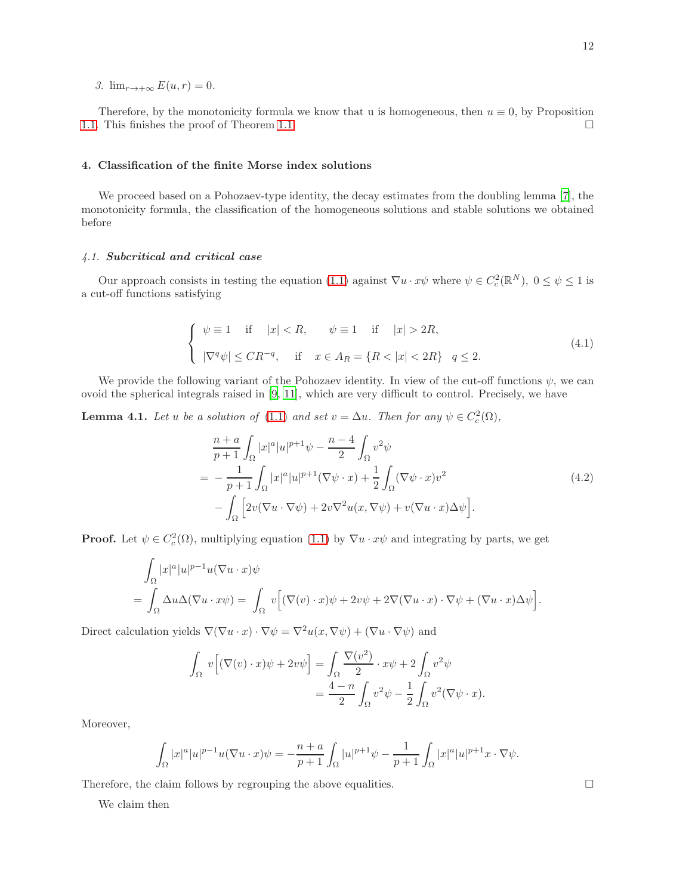*3.* $\lim_{r\to+\infty} E(u,r) = 0.$

Therefore, by the monotonicity formula we know that u is homogeneous, then $u \equiv 0$, by Proposition 1.1. This finishes the proof of Theorem 1.1 $\square$

## 4. Classification of the finite Morse index solutions

We proceed based on a Pohozaev-type identity, the decay estimates from the doubling lemma [7], the monotonicity formula, the classification of the homogeneous solutions and stable solutions we obtained before

### *4.1.* ***Subcritical and critical case***

Our approach consists in testing the equation (1.1) against $\nabla u \cdot x\psi$ where $\psi \in C_c^2(\mathbb{R}^N)$, $0 \le \psi \le 1$ is a cut-off functions satisfying

$$
\begin{cases}
\psi \equiv 1 \quad \text{if} \quad |x| < R, \qquad \psi \equiv 1 \quad \text{if} \quad |x| > 2R, \\
|\nabla^q \psi| \le CR^{-q}, \quad \text{if} \quad x \in A_R = \{R < |x| < 2R\} \quad q \le 2.
\end{cases}
\tag{4.1}
$$

We provide the following variant of the Pohozaev identity. In view of the cut-off functions $\psi$, we can ovoid the spherical integrals raised in [9, 11], which are very difficult to control. Precisely, we have

**Lemma 4.1.** *Let $u$ be a solution of (1.1) and set $v = \Delta u$. Then for any $\psi \in C_c^2(\Omega)$,*

$$
\begin{aligned}
&\frac{n+a}{p+1}\int_\Omega |x|^a|u|^{p+1}\psi - \frac{n-4}{2}\int_\Omega v^2\psi \\
= &-\frac{1}{p+1}\int_\Omega |x|^a|u|^{p+1}(\nabla\psi\cdot x) + \frac{1}{2}\int_\Omega(\nabla\psi\cdot x)v^2 \\
&-\int_\Omega\Big[2v(\nabla u\cdot\nabla\psi) + 2v\nabla^2u(x,\nabla\psi) + v(\nabla u\cdot x)\Delta\psi\Big].
\end{aligned}
\tag{4.2}
$$

**Proof.** Let $\psi \in C_c^2(\Omega)$, multiplying equation (1.1) by $\nabla u \cdot x\psi$ and integrating by parts, we get

$$
\begin{aligned}
&\int_\Omega |x|^a|u|^{p-1}u(\nabla u\cdot x)\psi \\
= &\int_\Omega \Delta u\Delta(\nabla u\cdot x\psi) = \int_\Omega v\Big[(\nabla(v)\cdot x)\psi + 2v\psi + 2\nabla(\nabla u\cdot x)\cdot\nabla\psi + (\nabla u\cdot x)\Delta\psi\Big].
\end{aligned}
$$

Direct calculation yields $\nabla(\nabla u\cdot x)\cdot\nabla\psi = \nabla^2u(x,\nabla\psi) + (\nabla u\cdot\nabla\psi)$ and

$$
\begin{aligned}
\int_\Omega v\Big[(\nabla(v)\cdot x)\psi + 2v\psi\Big] &= \int_\Omega \frac{\nabla(v^2)}{2}\cdot x\psi + 2\int_\Omega v^2\psi \\
&= \frac{4-n}{2}\int_\Omega v^2\psi - \frac{1}{2}\int_\Omega v^2(\nabla\psi\cdot x).
\end{aligned}
$$

Moreover,

$$
\int_\Omega |x|^a|u|^{p-1}u(\nabla u\cdot x)\psi = -\frac{n+a}{p+1}\int_\Omega |u|^{p+1}\psi - \frac{1}{p+1}\int_\Omega |x|^a|u|^{p+1}x\cdot\nabla\psi.
$$

Therefore, the claim follows by regrouping the above equalities. $\square$

We claim then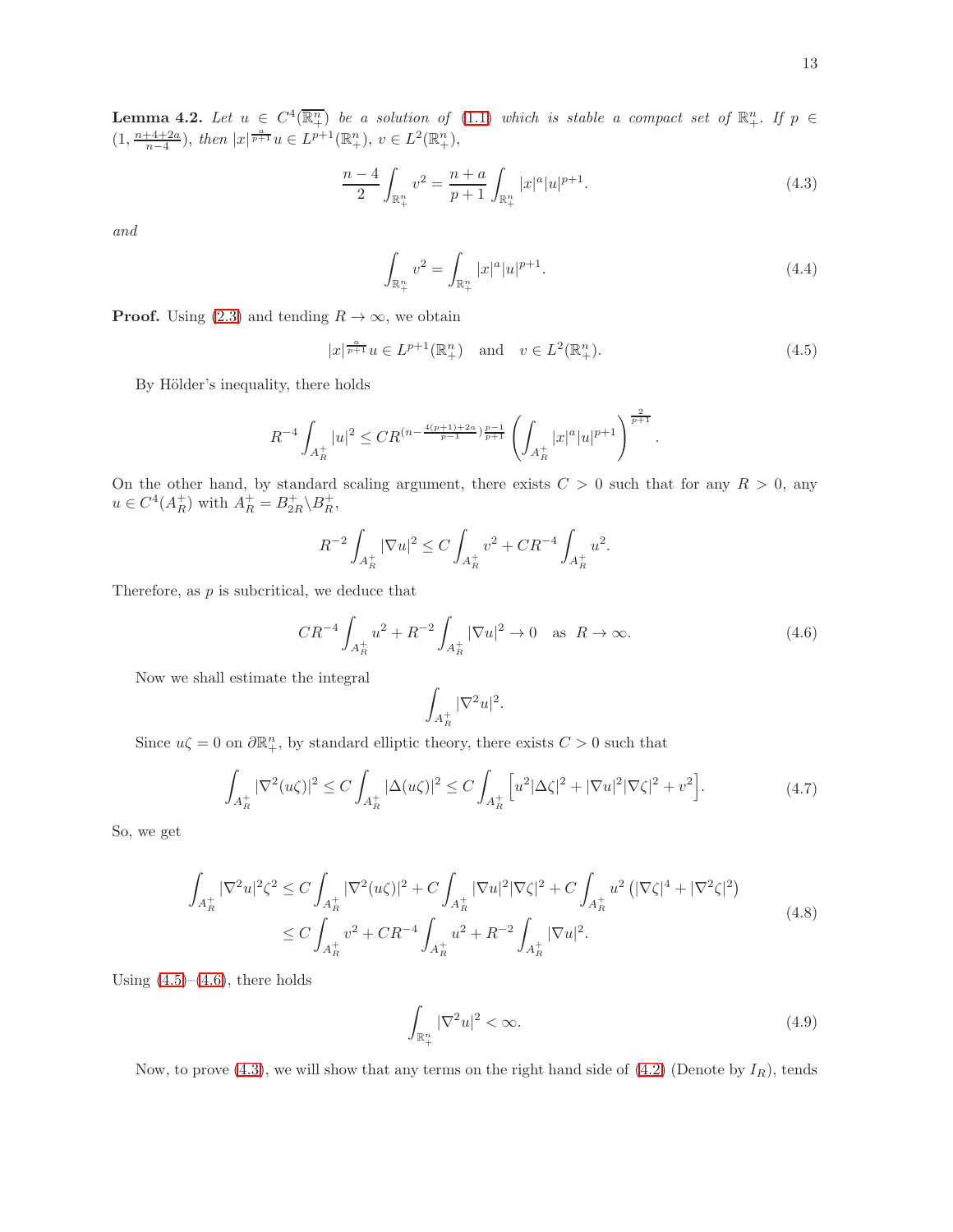**Lemma 4.2.** *Let $u \in C^4(\overline{\mathbb{R}^n_+})$ be a solution of (1.1) which is stable a compact set of $\mathbb{R}^n_+$. If $p \in (1, \frac{n+4+2a}{n-4})$, then $|x|^{\frac{a}{p+1}}u \in L^{p+1}(\mathbb{R}^n_+)$, $v \in L^2(\mathbb{R}^n_+)$,*

$$\frac{n-4}{2}\int_{\mathbb{R}^n_+} v^2 = \frac{n+a}{p+1}\int_{\mathbb{R}^n_+} |x|^a|u|^{p+1}. \tag{4.3}$$

*and*

$$\int_{\mathbb{R}^n_+} v^2 = \int_{\mathbb{R}^n_+} |x|^a|u|^{p+1}. \tag{4.4}$$

**Proof.** Using (2.3) and tending $R \to \infty$, we obtain

$$|x|^{\frac{a}{p+1}}u \in L^{p+1}(\mathbb{R}^n_+) \quad \text{and} \quad v \in L^2(\mathbb{R}^n_+). \tag{4.5}$$

By Hölder's inequality, there holds

$$R^{-4}\int_{A_R^+} |u|^2 \leq CR^{(n-\frac{4(p+1)+2a}{p-1})\frac{p-1}{p+1}}\left(\int_{A_R^+} |x|^a|u|^{p+1}\right)^{\frac{2}{p+1}}.$$

On the other hand, by standard scaling argument, there exists $C > 0$ such that for any $R > 0$, any $u \in C^4(A_R^+)$ with $A_R^+ = B_{2R}^+ \backslash B_R^+$,

$$R^{-2}\int_{A_R^+} |\nabla u|^2 \leq C\int_{A_R^+} v^2 + CR^{-4}\int_{A_R^+} u^2.$$

Therefore, as $p$ is subcritical, we deduce that

$$CR^{-4}\int_{A_R^+} u^2 + R^{-2}\int_{A_R^+} |\nabla u|^2 \to 0 \quad \text{as} \quad R \to \infty. \tag{4.6}$$

Now we shall estimate the integral

$$\int_{A_R^+} |\nabla^2 u|^2.$$

Since $u\zeta = 0$ on $\partial\mathbb{R}^n_+$, by standard elliptic theory, there exists $C > 0$ such that

$$\int_{A_R^+} |\nabla^2(u\zeta)|^2 \leq C\int_{A_R^+} |\Delta(u\zeta)|^2 \leq C\int_{A_R^+} \Big[u^2|\Delta\zeta|^2 + |\nabla u|^2|\nabla\zeta|^2 + v^2\Big]. \tag{4.7}$$

So, we get

$$\begin{aligned}\int_{A_R^+} |\nabla^2 u|^2\zeta^2 &\leq C\int_{A_R^+} |\nabla^2(u\zeta)|^2 + C\int_{A_R^+} |\nabla u|^2|\nabla\zeta|^2 + C\int_{A_R^+} u^2\left(|\nabla\zeta|^4 + |\nabla^2\zeta|^2\right)\\ &\leq C\int_{A_R^+} v^2 + CR^{-4}\int_{A_R^+} u^2 + R^{-2}\int_{A_R^+} |\nabla u|^2.\end{aligned} \tag{4.8}$$

Using (4.5)–(4.6), there holds

$$\int_{\mathbb{R}^n_+} |\nabla^2 u|^2 < \infty. \tag{4.9}$$

Now, to prove (4.3), we will show that any terms on the right hand side of (4.2) (Denote by $I_R$), tends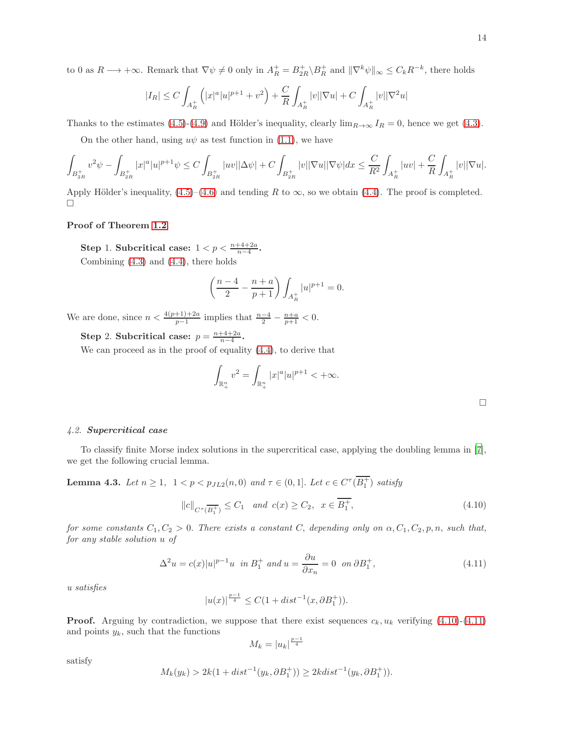to 0 as $R \longrightarrow +\infty$. Remark that $\nabla\psi \neq 0$ only in $A_R^+ = B_{2R}^+ \backslash B_R^+$ and $\|\nabla^k \psi\|_\infty \leq C_k R^{-k}$, there holds

$$|I_R| \leq C\int_{A_R^+}\left(|x|^a|u|^{p+1} + v^2\right) + \frac{C}{R}\int_{A_R^+}|v||\nabla u| + C\int_{A_R^+}|v||\nabla^2 u|$$

Thanks to the estimates (4.5)-(4.9) and Hölder's inequality, clearly $\lim_{R\to\infty} I_R = 0$, hence we get (4.3).

On the other hand, using $u\psi$ as test function in (1.1), we have

$$\int_{B_{2R}^+} v^2\psi - \int_{B_{2R}^+}|x|^a|u|^{p+1}\psi \leq C\int_{B_{2R}^+}|uv||\Delta\psi| + C\int_{B_{2R}^+}|v||\nabla u||\nabla\psi|dx \leq \frac{C}{R^2}\int_{A_R^+}|uv| + \frac{C}{R}\int_{A_R^+}|v||\nabla u|.$$

Apply Hölder's inequality, (4.5)–(4.6) and tending $R$ to $\infty$, so we obtain (4.4). The proof is completed. □

**Proof of Theorem 1.2**

**Step 1. Subcritical case:** $1 < p < \frac{n+4+2a}{n-4}$**.**
Combining (4.3) and (4.4), there holds

$$\left(\frac{n-4}{2} - \frac{n+a}{p+1}\right)\int_{A_R^+}|u|^{p+1} = 0.$$

We are done, since $n < \frac{4(p+1)+2a}{p-1}$ implies that $\frac{n-4}{2} - \frac{n+a}{p+1} < 0$.

**Step 2. Subcritical case:** $p = \frac{n+4+2a}{n-4}$**.**
We can proceed as in the proof of equality (4.4), to derive that

$$\int_{\mathbb{R}_+^n} v^2 = \int_{\mathbb{R}_+^n}|x|^a|u|^{p+1} < +\infty.$$

□

### 4.2. *Supercritical case*

To classify finite Morse index solutions in the supercritical case, applying the doubling lemma in [7], we get the following crucial lemma.

**Lemma 4.3.** *Let $n \geq 1$, $1 < p < p_{JL2}(n, 0)$ and $\tau \in (0, 1]$. Let $c \in C^\tau(\overline{B_1^+})$ satisfy*

$$\|c\|_{C^\tau(\overline{B_1^+})} \leq C_1 \quad \text{and} \quad c(x) \geq C_2, \ \ x \in \overline{B_1^+}, \tag{4.10}$$

*for some constants $C_1, C_2 > 0$. There exists a constant $C$, depending only on $\alpha, C_1, C_2, p, n$, such that, for any stable solution $u$ of*

$$\Delta^2 u = c(x)|u|^{p-1}u \ \text{ in } B_1^+ \text{ and } u = \frac{\partial u}{\partial x_n} = 0 \ \text{ on } \partial B_1^+, \tag{4.11}$$

*$u$ satisfies*

$$|u(x)|^{\frac{p-1}{4}} \leq C(1 + dist^{-1}(x, \partial B_1^+)).$$

**Proof.** Arguing by contradiction, we suppose that there exist sequences $c_k, u_k$ verifying (4.10)-(4.11) and points $y_k$, such that the functions

$$M_k = |u_k|^{\frac{p-1}{4}}$$

satisfy

$$M_k(y_k) > 2k(1 + dist^{-1}(y_k, \partial B_1^+)) \geq 2k dist^{-1}(y_k, \partial B_1^+)).$$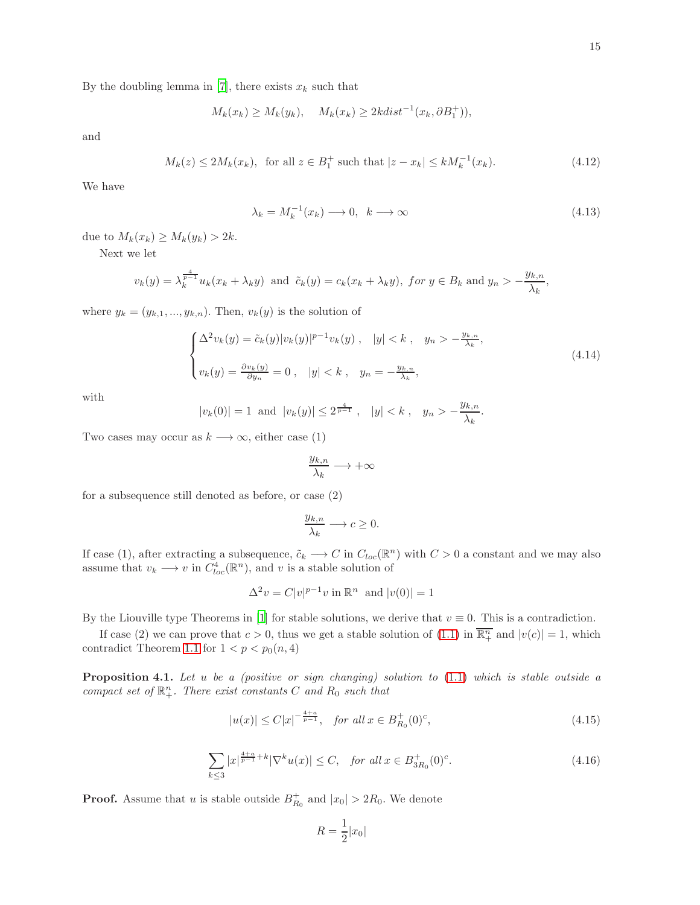By the doubling lemma in [7], there exists $x_k$ such that

$$M_k(x_k) \geq M_k(y_k), \quad M_k(x_k) \geq 2k dist^{-1}(x_k, \partial B_1^+)),$$

and

$$M_k(z) \leq 2M_k(x_k), \text{ for all } z \in B_1^+ \text{ such that } |z - x_k| \leq kM_k^{-1}(x_k). \tag{4.12}$$

We have

$$\lambda_k = M_k^{-1}(x_k) \longrightarrow 0, \ \ k \longrightarrow \infty \tag{4.13}$$

due to $M_k(x_k) \geq M_k(y_k) > 2k$.

Next we let

$$v_k(y) = \lambda_k^{\frac{4}{p-1}} u_k(x_k + \lambda_k y) \text{ and } \tilde{c}_k(y) = c_k(x_k + \lambda_k y), \ for \ y \in B_k \text{ and } y_n > -\frac{y_{k,n}}{\lambda_k},$$

where $y_k = (y_{k,1}, ..., y_{k,n})$. Then, $v_k(y)$ is the solution of

$$\begin{cases} \Delta^2 v_k(y) = \tilde{c}_k(y)|v_k(y)|^{p-1}v_k(y) \ , & |y| < k \ , \quad y_n > -\frac{y_{k,n}}{\lambda_k}, \\ v_k(y) = \frac{\partial v_k(y)}{\partial y_n} = 0 \ , & |y| < k \ , \quad y_n = -\frac{y_{k,n}}{\lambda_k}, \end{cases} \tag{4.14}$$

with

$$|v_k(0)| = 1 \text{ and } |v_k(y)| \leq 2^{\frac{4}{p-1}} \ , \quad |y| < k \ , \quad y_n > -\frac{y_{k,n}}{\lambda_k}.$$

Two cases may occur as $k \longrightarrow \infty$, either case (1)

$$\frac{y_{k,n}}{\lambda_k} \longrightarrow +\infty$$

for a subsequence still denoted as before, or case (2)

$$\frac{y_{k,n}}{\lambda_k} \longrightarrow c \geq 0.$$

If case (1), after extracting a subsequence, $\tilde{c}_k \longrightarrow C$ in $C_{loc}(\mathbb{R}^n)$ with $C > 0$ a constant and we may also assume that $v_k \longrightarrow v$ in $C^4_{loc}(\mathbb{R}^n)$, and $v$ is a stable solution of

$$\Delta^2 v = C|v|^{p-1}v \text{ in } \mathbb{R}^n \text{ and } |v(0)| = 1$$

By the Liouville type Theorems in [1] for stable solutions, we derive that $v \equiv 0$. This is a contradiction.

If case (2) we can prove that $c > 0$, thus we get a stable solution of (1.1) in $\overline{\mathbb{R}^n_+}$ and $|v(c)| = 1$, which contradict Theorem 1.1 for $1 < p < p_0(n, 4)$

**Proposition 4.1.** *Let $u$ be a (positive or sign changing) solution to (1.1) which is stable outside a compact set of $\mathbb{R}^n_+$. There exist constants $C$ and $R_0$ such that*

$$|u(x)| \leq C|x|^{-\frac{4+a}{p-1}}, \quad \textit{for all } x \in B^+_{R_0}(0)^c, \tag{4.15}$$

$$\sum_{k \leq 3} |x|^{\frac{4+a}{p-1}+k}|\nabla^k u(x)| \leq C, \quad \textit{for all } x \in B^+_{3R_0}(0)^c. \tag{4.16}$$

**Proof.** Assume that $u$ is stable outside $B^+_{R_0}$ and $|x_0| > 2R_0$. We denote

$$R = \frac{1}{2}|x_0|$$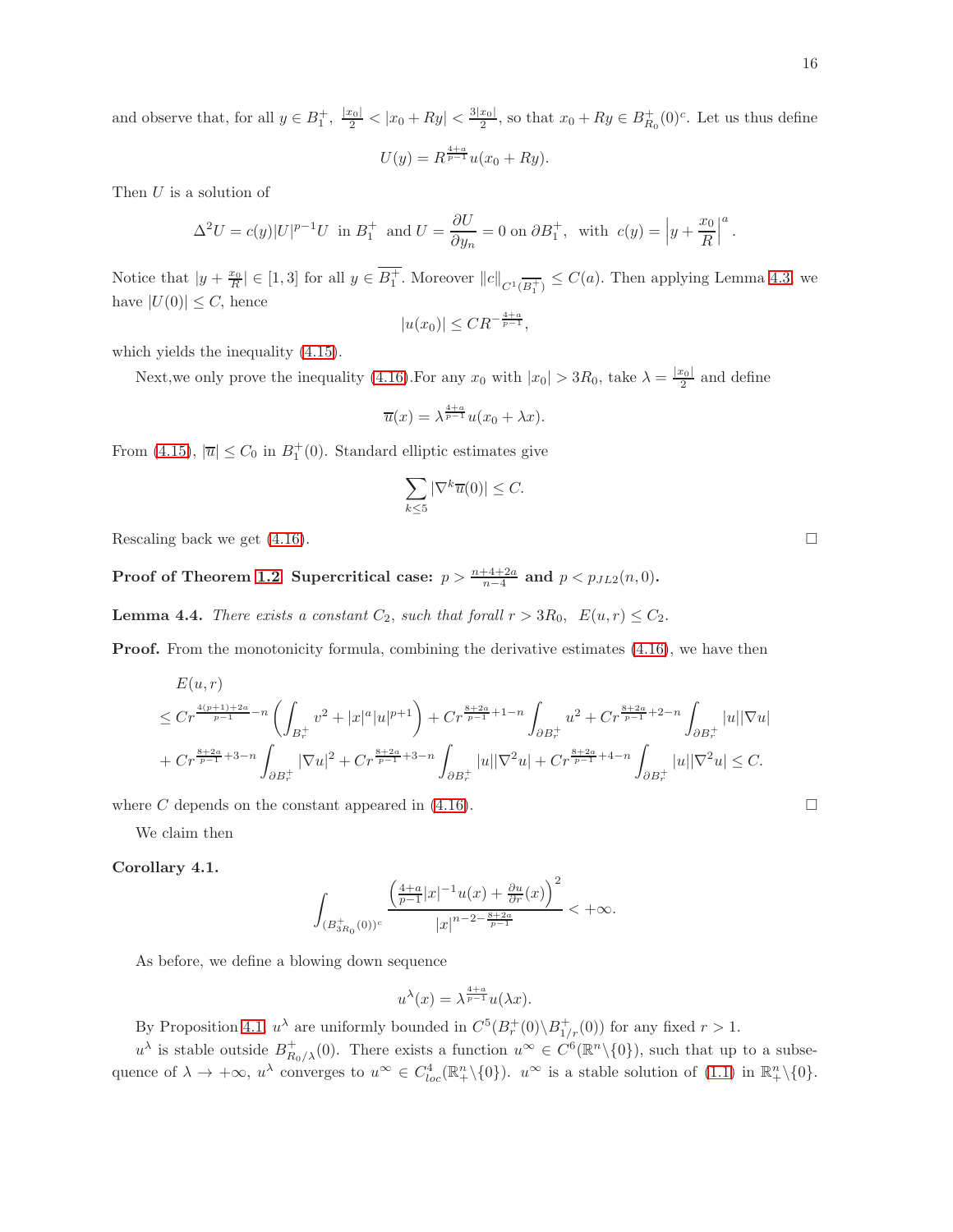and observe that, for all $y \in B_1^+$, $\frac{|x_0|}{2} < |x_0 + Ry| < \frac{3|x_0|}{2}$, so that $x_0 + Ry \in B_{R_0}^+(0)^c$. Let us thus define

$$U(y) = R^{\frac{4+a}{p-1}} u(x_0 + Ry).$$

Then $U$ is a solution of

$$\Delta^2 U = c(y)|U|^{p-1}U \text{ in } B_1^+ \text{ and } U = \frac{\partial U}{\partial y_n} = 0 \text{ on } \partial B_1^+, \text{ with } c(y) = \left|y + \frac{x_0}{R}\right|^a.$$

Notice that $|y + \frac{x_0}{R}| \in [1, 3]$ for all $y \in \overline{B_1^+}$. Moreover $\|c\|_{C^1(\overline{B_1^+})} \le C(a)$. Then applying Lemma 4.3, we have $|U(0)| \le C$, hence

$$|u(x_0)| \le C R^{-\frac{4+a}{p-1}},$$

which yields the inequality (4.15).

Next,we only prove the inequality (4.16).For any $x_0$ with $|x_0| > 3R_0$, take $\lambda = \frac{|x_0|}{2}$ and define

$$\overline{u}(x) = \lambda^{\frac{4+a}{p-1}} u(x_0 + \lambda x).$$

From (4.15), $|\overline{u}| \le C_0$ in $B_1^+(0)$. Standard elliptic estimates give

$$\sum_{k \le 5} |\nabla^k \overline{u}(0)| \le C.$$

Rescaling back we get (4.16). □

**Proof of Theorem 1.2 Supercritical case: $p > \frac{n+4+2a}{n-4}$ and $p < p_{JL2}(n, 0)$.**

**Lemma 4.4.** *There exists a constant $C_2$, such that forall $r > 3R_0$, $E(u, r) \le C_2$.*

**Proof.** From the monotonicity formula, combining the derivative estimates (4.16), we have then

$$\begin{aligned}
&E(u, r) \\
&\le C r^{\frac{4(p+1)+2a}{p-1} - n} \left( \int_{B_r^+} v^2 + |x|^a |u|^{p+1} \right) + C r^{\frac{8+2a}{p-1}+1-n} \int_{\partial B_r^+} u^2 + C r^{\frac{8+2a}{p-1}+2-n} \int_{\partial B_r^+} |u||\nabla u| \\
&+ C r^{\frac{8+2a}{p-1}+3-n} \int_{\partial B_r^+} |\nabla u|^2 + C r^{\frac{8+2a}{p-1}+3-n} \int_{\partial B_r^+} |u||\nabla^2 u| + C r^{\frac{8+2a}{p-1}+4-n} \int_{\partial B_r^+} |u||\nabla^2 u| \le C.
\end{aligned}$$

where $C$ depends on the constant appeared in (4.16). □

We claim then

**Corollary 4.1.**

$$\int_{(B_{3R_0}^+(0))^c} \frac{\left( \frac{4+a}{p-1} |x|^{-1} u(x) + \frac{\partial u}{\partial r}(x) \right)^2}{|x|^{n-2-\frac{8+2a}{p-1}}} < +\infty.$$

As before, we define a blowing down sequence

$$u^\lambda(x) = \lambda^{\frac{4+a}{p-1}} u(\lambda x).$$

By Proposition 4.1, $u^\lambda$ are uniformly bounded in $C^5(B_r^+(0) \setminus B_{1/r}^+(0))$ for any fixed $r > 1$.

$u^\lambda$ is stable outside $B_{R_0/\lambda}^+(0)$. There exists a function $u^\infty \in C^6(\mathbb{R}^n \setminus \{0\})$, such that up to a subsequence of $\lambda \to +\infty$, $u^\lambda$ converges to $u^\infty \in C^4_{loc}(\mathbb{R}^n_+ \setminus \{0\})$. $u^\infty$ is a stable solution of (1.1) in $\mathbb{R}^n_+ \setminus \{0\}$.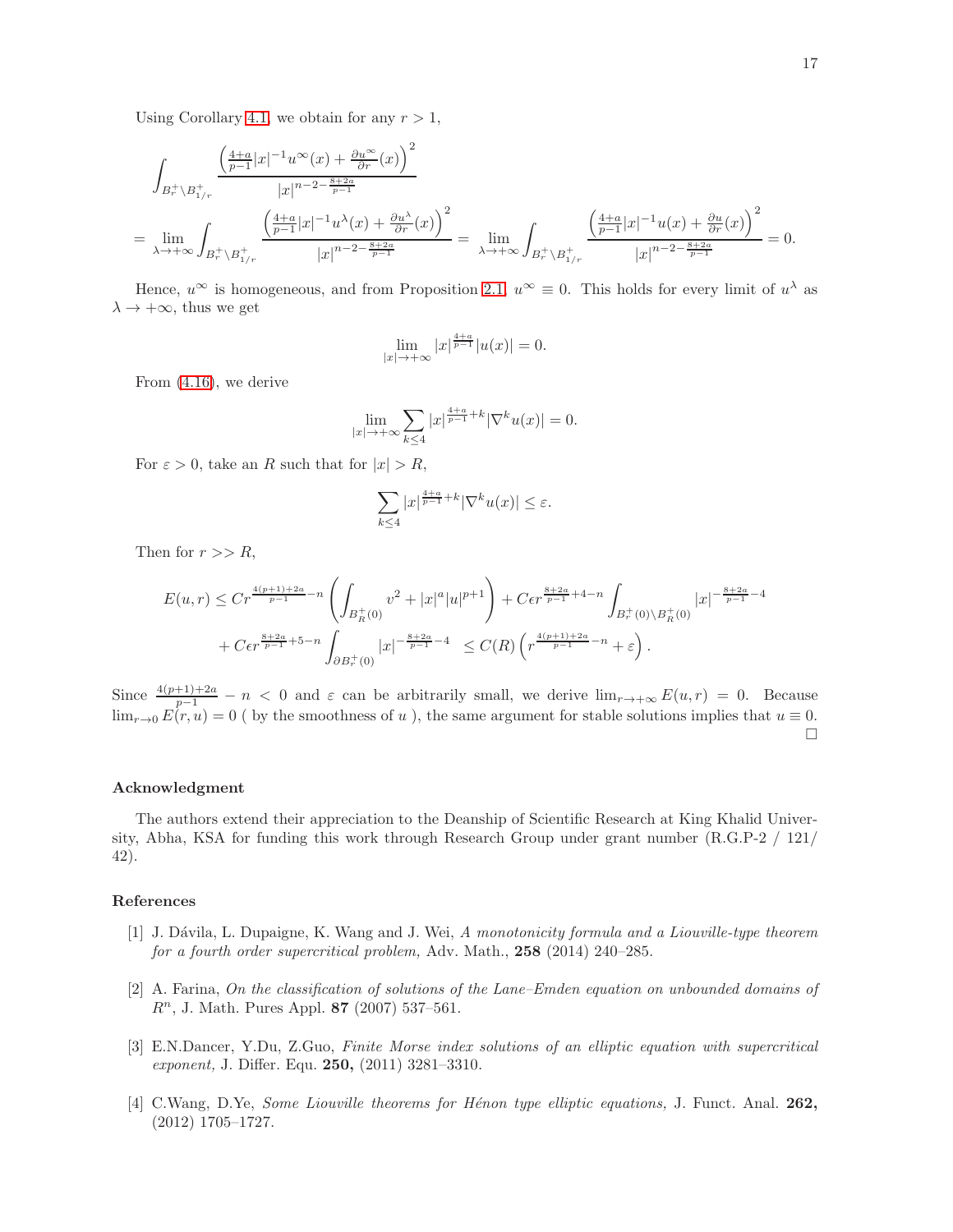Using Corollary 4.1, we obtain for any $r > 1$,

$$
\begin{aligned}
&\int_{B_r^+\setminus B_{1/r}^+} \frac{\left(\frac{4+a}{p-1}|x|^{-1}u^\infty(x) + \frac{\partial u^\infty}{\partial r}(x)\right)^2}{|x|^{n-2-\frac{8+2a}{p-1}}} \\
&= \lim_{\lambda\to+\infty} \int_{B_r^+\setminus B_{1/r}^+} \frac{\left(\frac{4+a}{p-1}|x|^{-1}u^\lambda(x) + \frac{\partial u^\lambda}{\partial r}(x)\right)^2}{|x|^{n-2-\frac{8+2a}{p-1}}} = \lim_{\lambda\to+\infty} \int_{B_r^+\setminus B_{1/r}^+} \frac{\left(\frac{4+a}{p-1}|x|^{-1}u(x) + \frac{\partial u}{\partial r}(x)\right)^2}{|x|^{n-2-\frac{8+2a}{p-1}}} = 0.
\end{aligned}
$$

Hence, $u^\infty$ is homogeneous, and from Proposition 2.1, $u^\infty \equiv 0$. This holds for every limit of $u^\lambda$ as $\lambda \to +\infty$, thus we get

$$
\lim_{|x|\to+\infty} |x|^{\frac{4+a}{p-1}}|u(x)| = 0.
$$

From (4.16), we derive

$$
\lim_{|x|\to+\infty} \sum_{k\le 4} |x|^{\frac{4+a}{p-1}+k}|\nabla^k u(x)| = 0.
$$

For $\varepsilon > 0$, take an $R$ such that for $|x| > R$,

$$
\sum_{k\le 4} |x|^{\frac{4+a}{p-1}+k}|\nabla^k u(x)| \le \varepsilon.
$$

Then for $r >> R$,

$$
\begin{aligned}
E(u,r) &\le Cr^{\frac{4(p+1)+2a}{p-1}-n}\left(\int_{B_R^+(0)} v^2 + |x|^a|u|^{p+1}\right) + C\epsilon r^{\frac{8+2a}{p-1}+4-n}\int_{B_r^+(0)\setminus B_R^+(0)} |x|^{-\frac{8+2a}{p-1}-4} \\
&\quad + C\epsilon r^{\frac{8+2a}{p-1}+5-n}\int_{\partial B_r^+(0)} |x|^{-\frac{8+2a}{p-1}-4} \ \le C(R)\left(r^{\frac{4(p+1)+2a}{p-1}-n} + \varepsilon\right).
\end{aligned}
$$

Since $\frac{4(p+1)+2a}{p-1} - n < 0$ and $\varepsilon$ can be arbitrarily small, we derive $\lim_{r\to+\infty} E(u,r) = 0$. Because $\lim_{r\to 0} E(r,u) = 0$ ( by the smoothness of $u$ ), the same argument for stable solutions implies that $u \equiv 0$. □

## Acknowledgment

The authors extend their appreciation to the Deanship of Scientific Research at King Khalid University, Abha, KSA for funding this work through Research Group under grant number (R.G.P-2 / 121/ 42).

## References

[1] J. Dávila, L. Dupaigne, K. Wang and J. Wei, *A monotonicity formula and a Liouville-type theorem for a fourth order supercritical problem,* Adv. Math., **258** (2014) 240–285.

[2] A. Farina, *On the classification of solutions of the Lane–Emden equation on unbounded domains of $R^n$*, J. Math. Pures Appl. **87** (2007) 537–561.

[3] E.N.Dancer, Y.Du, Z.Guo, *Finite Morse index solutions of an elliptic equation with supercritical exponent,* J. Differ. Equ. **250,** (2011) 3281–3310.

[4] C.Wang, D.Ye, *Some Liouville theorems for Hénon type elliptic equations,* J. Funct. Anal. **262,** (2012) 1705–1727.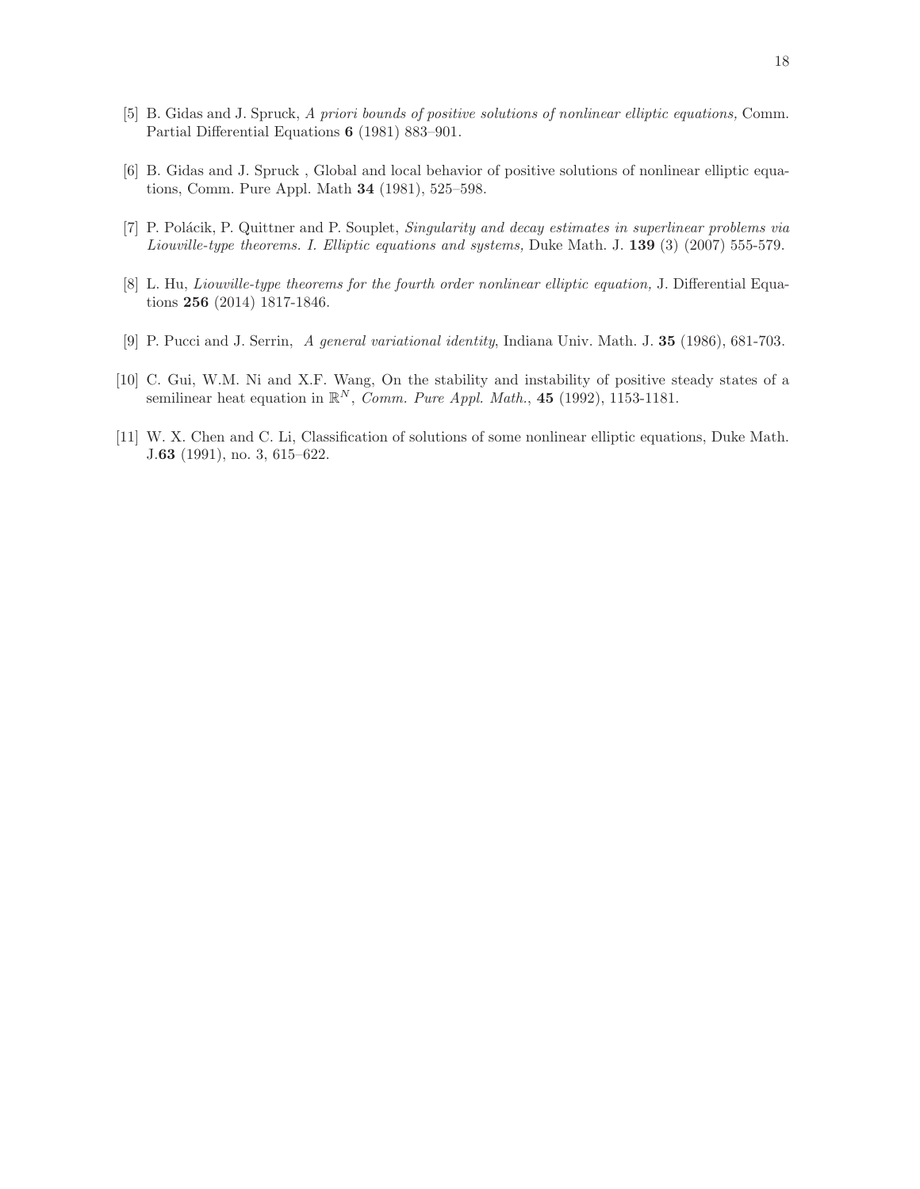[5] B. Gidas and J. Spruck, *A priori bounds of positive solutions of nonlinear elliptic equations,* Comm. Partial Differential Equations **6** (1981) 883–901.

[6] B. Gidas and J. Spruck , Global and local behavior of positive solutions of nonlinear elliptic equations, Comm. Pure Appl. Math **34** (1981), 525–598.

[7] P. Polácik, P. Quittner and P. Souplet, *Singularity and decay estimates in superlinear problems via Liouville-type theorems. I. Elliptic equations and systems,* Duke Math. J. **139** (3) (2007) 555-579.

[8] L. Hu, *Liouville-type theorems for the fourth order nonlinear elliptic equation,* J. Differential Equations **256** (2014) 1817-1846.

[9] P. Pucci and J. Serrin, *A general variational identity*, Indiana Univ. Math. J. **35** (1986), 681-703.

[10] C. Gui, W.M. Ni and X.F. Wang, On the stability and instability of positive steady states of a semilinear heat equation in $\mathbb{R}^N$, *Comm. Pure Appl. Math.*, **45** (1992), 1153-1181.

[11] W. X. Chen and C. Li, Classification of solutions of some nonlinear elliptic equations, Duke Math. J.**63** (1991), no. 3, 615–622.